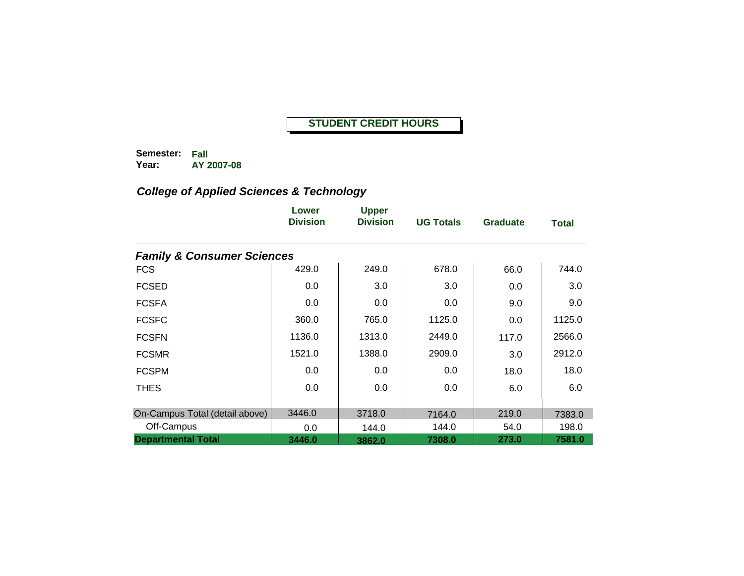# STUDENT CREDIT HOURS

**Semester:** **Fall**
**Year:** **AY 2007-08**

## *College of Applied Sciences & Technology*

| | Lower Division | Upper Division | UG Totals | Graduate | Total |
|---|---|---|---|---|---|
| ***Family & Consumer Sciences*** | | | | | |
| FCS | 429.0 | 249.0 | 678.0 | 66.0 | 744.0 |
| FCSED | 0.0 | 3.0 | 3.0 | 0.0 | 3.0 |
| FCSFA | 0.0 | 0.0 | 0.0 | 9.0 | 9.0 |
| FCSFC | 360.0 | 765.0 | 1125.0 | 0.0 | 1125.0 |
| FCSFN | 1136.0 | 1313.0 | 2449.0 | 117.0 | 2566.0 |
| FCSMR | 1521.0 | 1388.0 | 2909.0 | 3.0 | 2912.0 |
| FCSPM | 0.0 | 0.0 | 0.0 | 18.0 | 18.0 |
| THES | 0.0 | 0.0 | 0.0 | 6.0 | 6.0 |
| On-Campus Total (detail above) | 3446.0 | 3718.0 | 7164.0 | 219.0 | 7383.0 |
| Off-Campus | 0.0 | 144.0 | 144.0 | 54.0 | 198.0 |
| **Departmental Total** | **3446.0** | **3862.0** | **7308.0** | **273.0** | **7581.0** |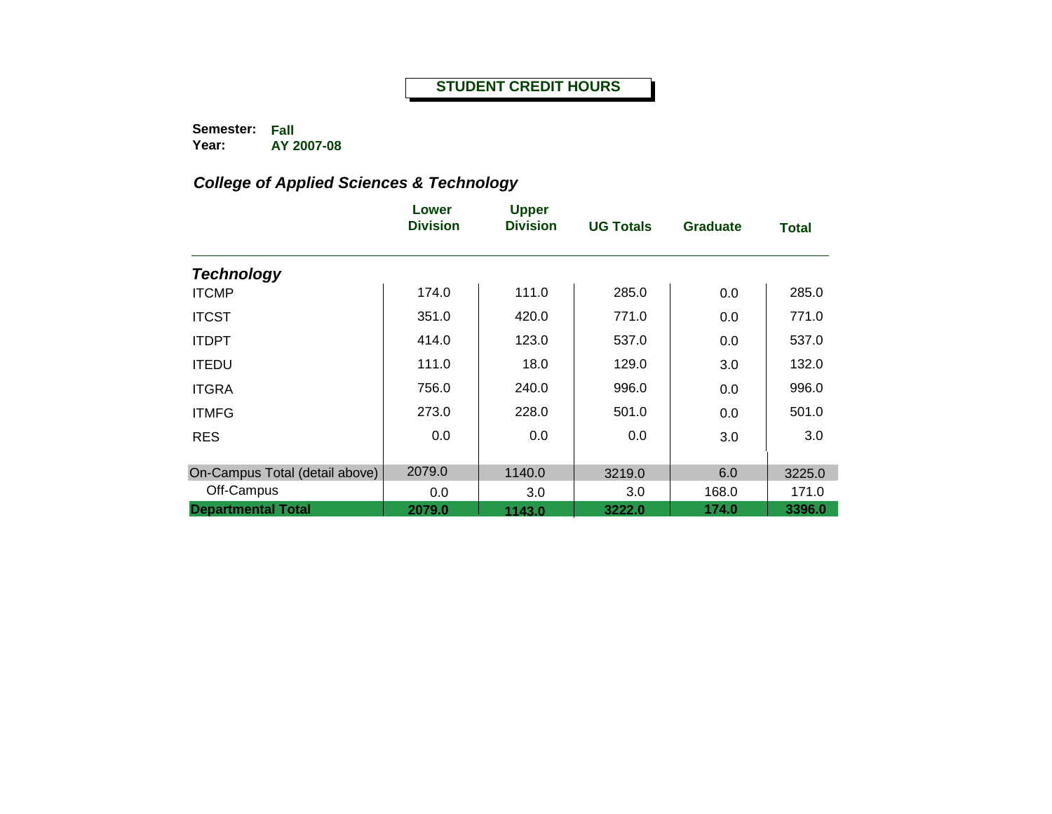**STUDENT CREDIT HOURS**

**Semester:** Fall
**Year:** AY 2007-08

### *College of Applied Sciences & Technology*

| | Lower Division | Upper Division | UG Totals | Graduate | Total |
|---|---|---|---|---|---|
| ***Technology*** | | | | | |
| ITCMP | 174.0 | 111.0 | 285.0 | 0.0 | 285.0 |
| ITCST | 351.0 | 420.0 | 771.0 | 0.0 | 771.0 |
| ITDPT | 414.0 | 123.0 | 537.0 | 0.0 | 537.0 |
| ITEDU | 111.0 | 18.0 | 129.0 | 3.0 | 132.0 |
| ITGRA | 756.0 | 240.0 | 996.0 | 0.0 | 996.0 |
| ITMFG | 273.0 | 228.0 | 501.0 | 0.0 | 501.0 |
| RES | 0.0 | 0.0 | 0.0 | 3.0 | 3.0 |
| On-Campus Total (detail above) | 2079.0 | 1140.0 | 3219.0 | 6.0 | 3225.0 |
| Off-Campus | 0.0 | 3.0 | 3.0 | 168.0 | 171.0 |
| **Departmental Total** | **2079.0** | **1143.0** | **3222.0** | **174.0** | **3396.0** |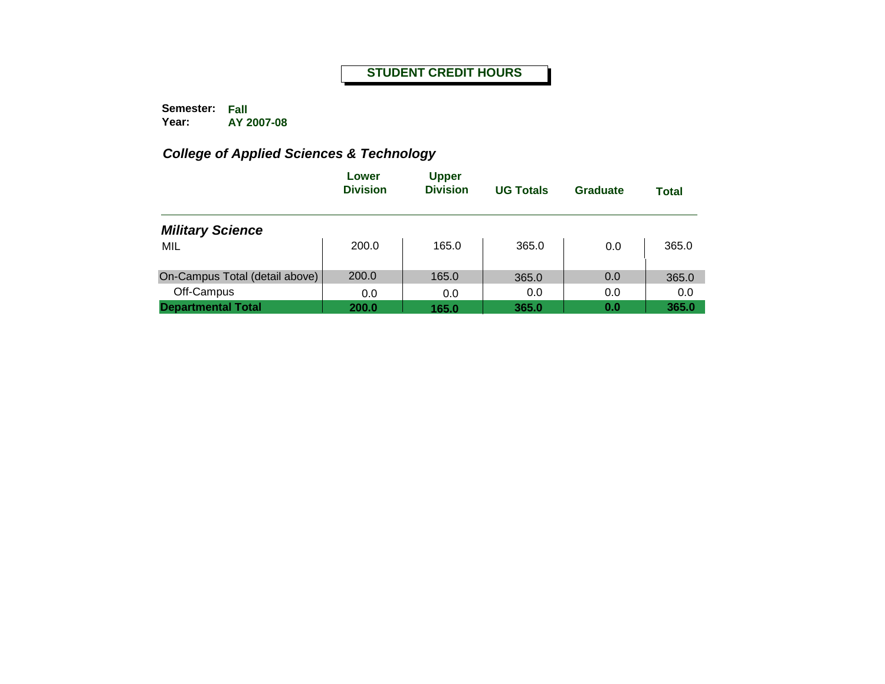**STUDENT CREDIT HOURS**

**Semester:** **Fall**
**Year:** **AY 2007-08**

## *College of Applied Sciences & Technology*

| | Lower Division | Upper Division | UG Totals | Graduate | Total |
|---|---|---|---|---|---|
| ***Military Science*** | | | | | |
| MIL | 200.0 | 165.0 | 365.0 | 0.0 | 365.0 |
| On-Campus Total (detail above) | 200.0 | 165.0 | 365.0 | 0.0 | 365.0 |
| Off-Campus | 0.0 | 0.0 | 0.0 | 0.0 | 0.0 |
| **Departmental Total** | **200.0** | **165.0** | **365.0** | **0.0** | **365.0** |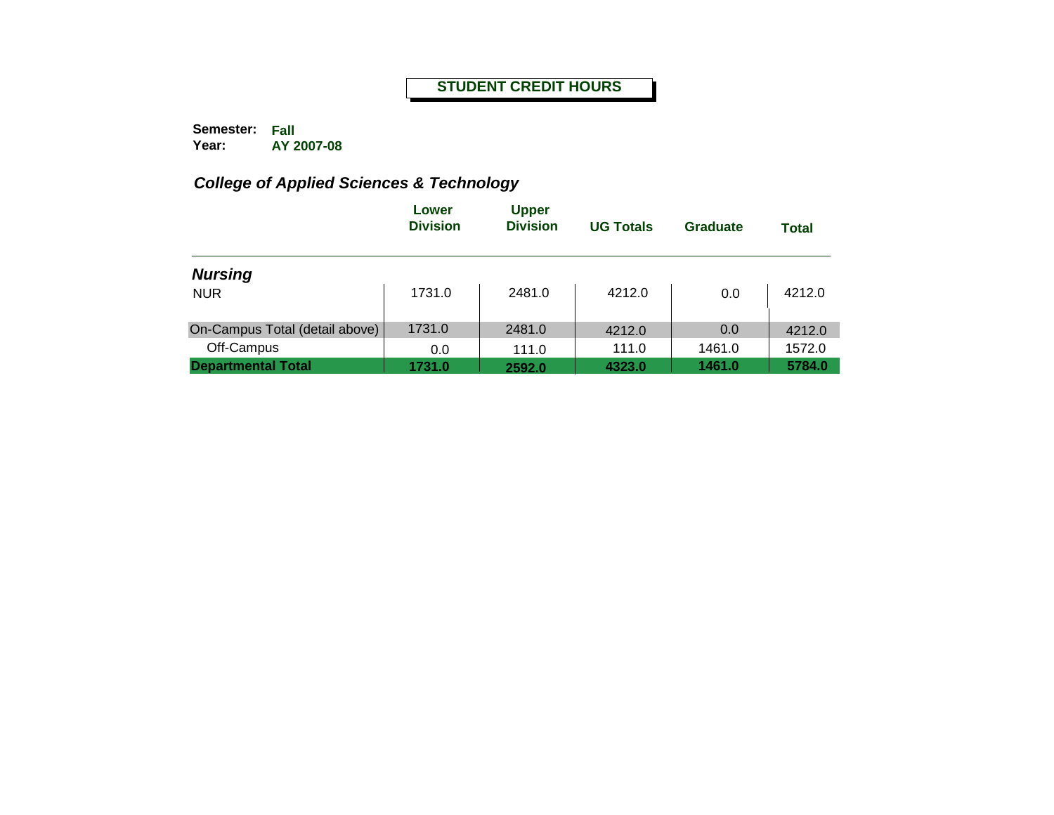# STUDENT CREDIT HOURS

**Semester:** Fall
**Year:** AY 2007-08

## *College of Applied Sciences & Technology*

| | Lower Division | Upper Division | UG Totals | Graduate | Total |
|---|---|---|---|---|---|
| ***Nursing*** | | | | | |
| NUR | 1731.0 | 2481.0 | 4212.0 | 0.0 | 4212.0 |
| On-Campus Total (detail above) | 1731.0 | 2481.0 | 4212.0 | 0.0 | 4212.0 |
| Off-Campus | 0.0 | 111.0 | 111.0 | 1461.0 | 1572.0 |
| **Departmental Total** | **1731.0** | **2592.0** | **4323.0** | **1461.0** | **5784.0** |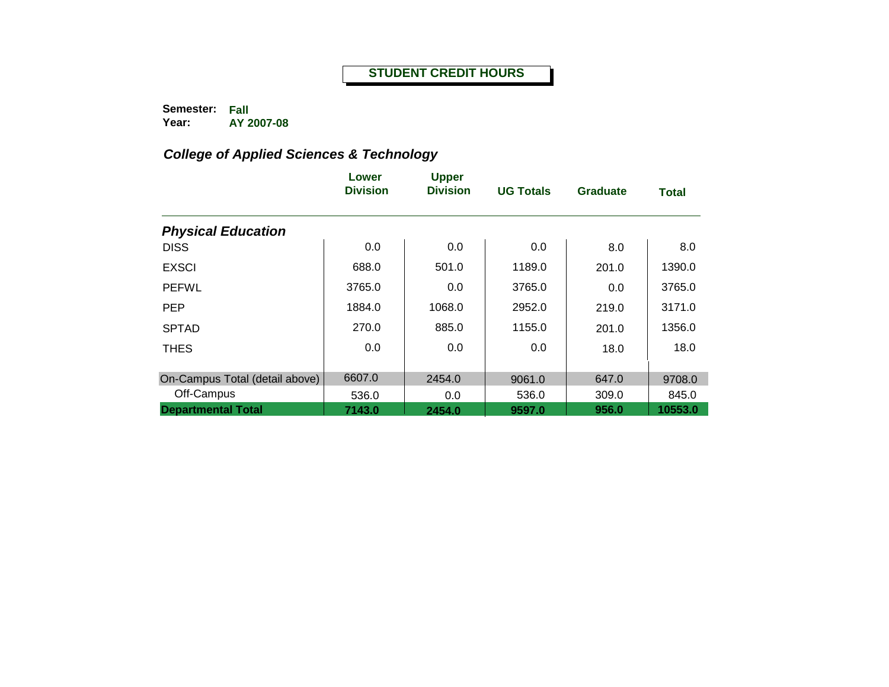# STUDENT CREDIT HOURS

**Semester:** Fall
**Year:** AY 2007-08

## *College of Applied Sciences & Technology*

| | Lower Division | Upper Division | UG Totals | Graduate | Total |
|---|---|---|---|---|---|
| ***Physical Education*** | | | | | |
| DISS | 0.0 | 0.0 | 0.0 | 8.0 | 8.0 |
| EXSCI | 688.0 | 501.0 | 1189.0 | 201.0 | 1390.0 |
| PEFWL | 3765.0 | 0.0 | 3765.0 | 0.0 | 3765.0 |
| PEP | 1884.0 | 1068.0 | 2952.0 | 219.0 | 3171.0 |
| SPTAD | 270.0 | 885.0 | 1155.0 | 201.0 | 1356.0 |
| THES | 0.0 | 0.0 | 0.0 | 18.0 | 18.0 |
| On-Campus Total (detail above) | 6607.0 | 2454.0 | 9061.0 | 647.0 | 9708.0 |
| Off-Campus | 536.0 | 0.0 | 536.0 | 309.0 | 845.0 |
| **Departmental Total** | **7143.0** | **2454.0** | **9597.0** | **956.0** | **10553.0** |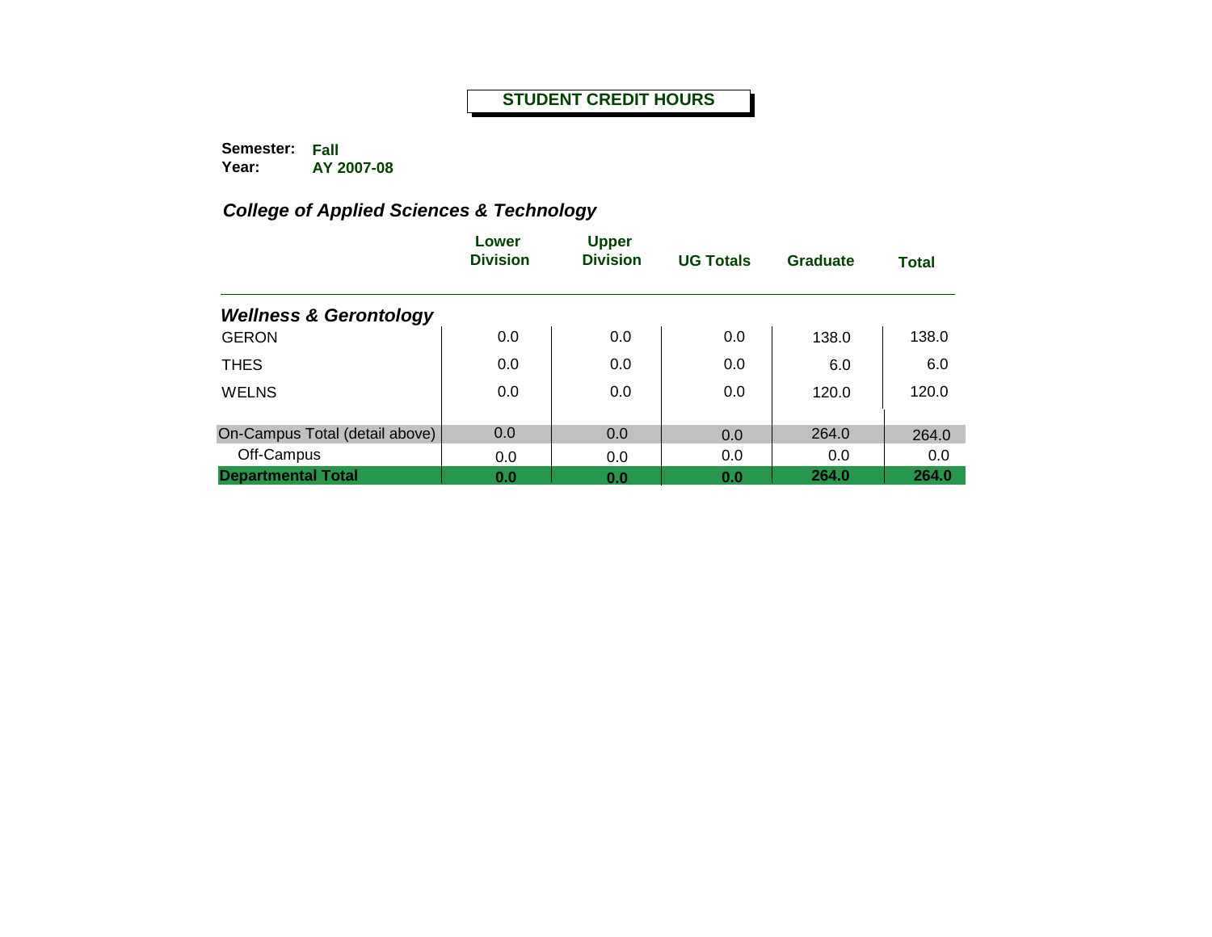# STUDENT CREDIT HOURS

**Semester:** Fall
**Year:** AY 2007-08

## *College of Applied Sciences & Technology*

| | Lower Division | Upper Division | UG Totals | Graduate | Total |
|---|---|---|---|---|---|
| ***Wellness & Gerontology*** | | | | | |
| GERON | 0.0 | 0.0 | 0.0 | 138.0 | 138.0 |
| THES | 0.0 | 0.0 | 0.0 | 6.0 | 6.0 |
| WELNS | 0.0 | 0.0 | 0.0 | 120.0 | 120.0 |
| On-Campus Total (detail above) | 0.0 | 0.0 | 0.0 | 264.0 | 264.0 |
| Off-Campus | 0.0 | 0.0 | 0.0 | 0.0 | 0.0 |
| **Departmental Total** | **0.0** | **0.0** | **0.0** | **264.0** | **264.0** |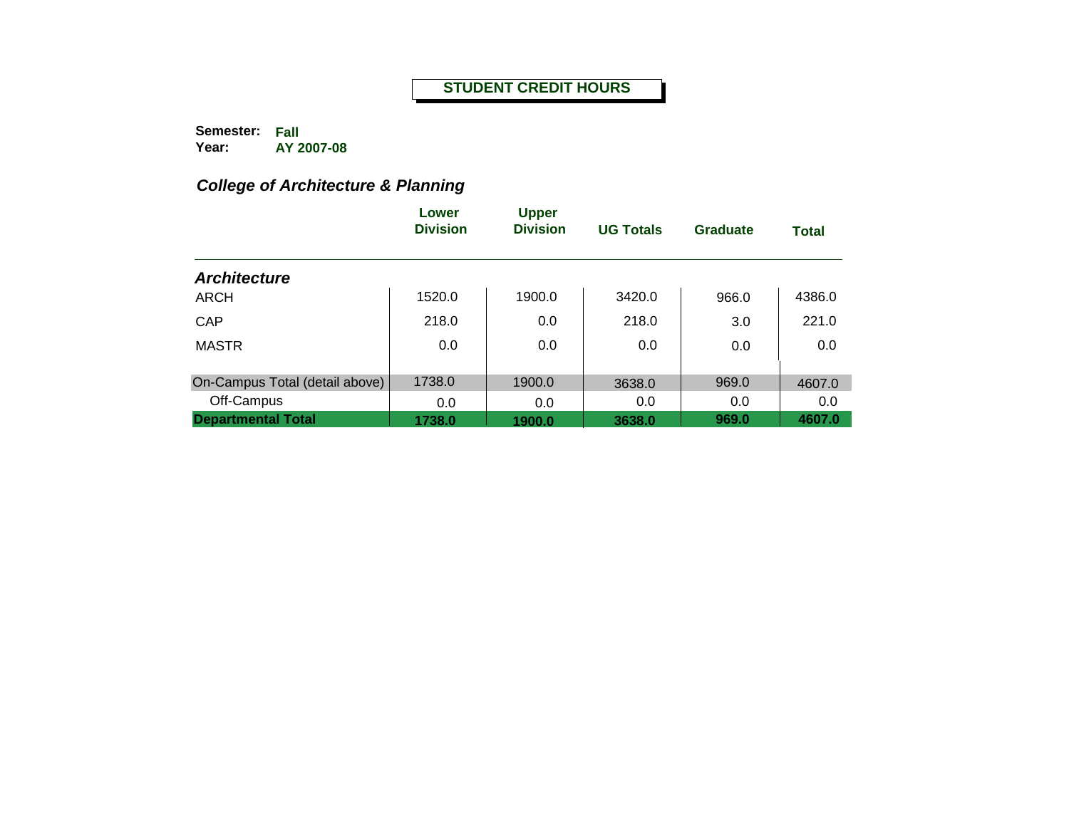# STUDENT CREDIT HOURS

**Semester:** Fall
**Year:** AY 2007-08

## *College of Architecture & Planning*

| | Lower Division | Upper Division | UG Totals | Graduate | Total |
|---|---|---|---|---|---|
| ***Architecture*** | | | | | |
| ARCH | 1520.0 | 1900.0 | 3420.0 | 966.0 | 4386.0 |
| CAP | 218.0 | 0.0 | 218.0 | 3.0 | 221.0 |
| MASTR | 0.0 | 0.0 | 0.0 | 0.0 | 0.0 |
| On-Campus Total (detail above) | 1738.0 | 1900.0 | 3638.0 | 969.0 | 4607.0 |
| Off-Campus | 0.0 | 0.0 | 0.0 | 0.0 | 0.0 |
| **Departmental Total** | **1738.0** | **1900.0** | **3638.0** | **969.0** | **4607.0** |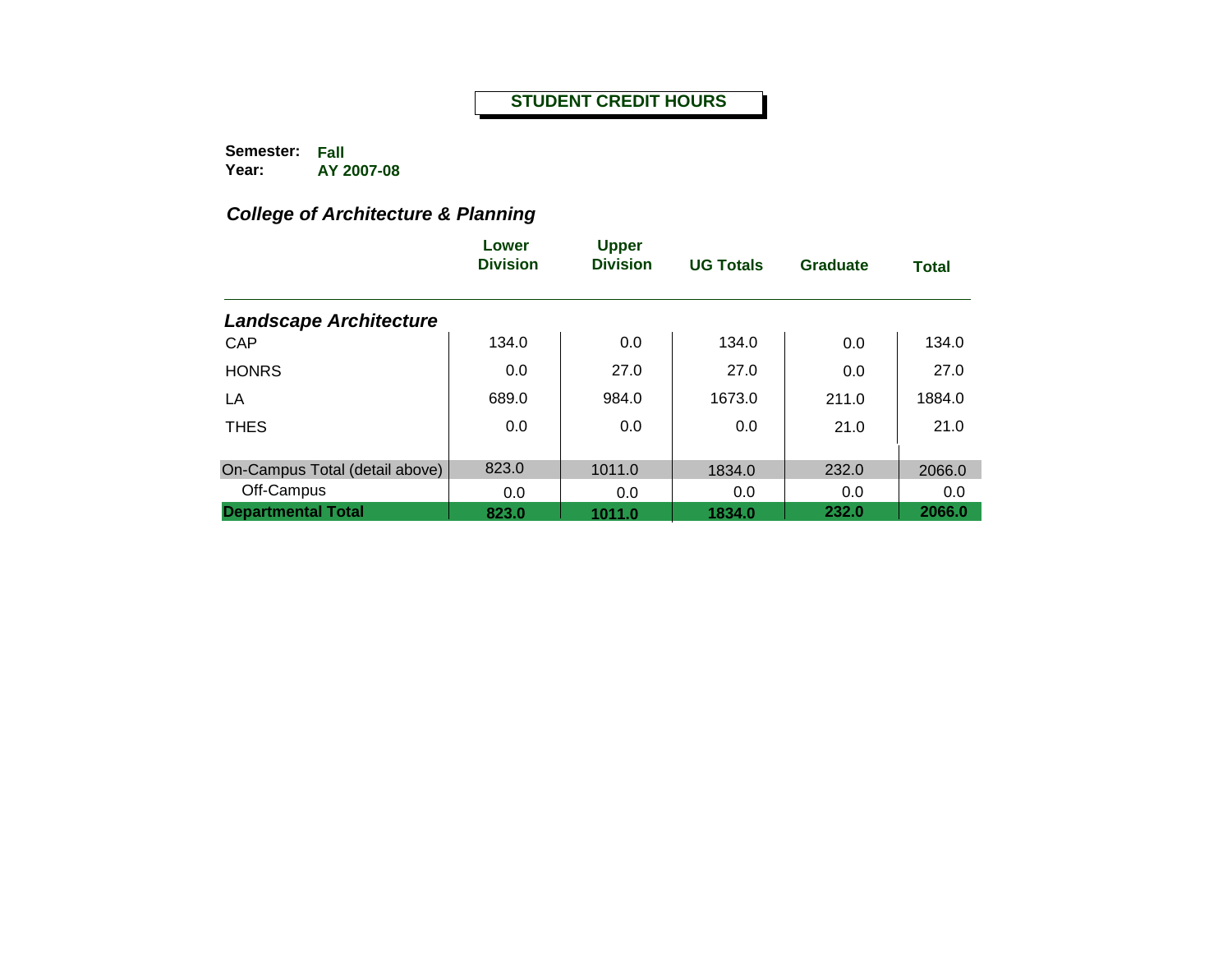**STUDENT CREDIT HOURS**

**Semester:** Fall
**Year:** AY 2007-08

***College of Architecture & Planning***

| | Lower Division | Upper Division | UG Totals | Graduate | Total |
|---|---|---|---|---|---|
| ***Landscape Architecture*** | | | | | |
| CAP | 134.0 | 0.0 | 134.0 | 0.0 | 134.0 |
| HONRS | 0.0 | 27.0 | 27.0 | 0.0 | 27.0 |
| LA | 689.0 | 984.0 | 1673.0 | 211.0 | 1884.0 |
| THES | 0.0 | 0.0 | 0.0 | 21.0 | 21.0 |
| On-Campus Total (detail above) | 823.0 | 1011.0 | 1834.0 | 232.0 | 2066.0 |
| Off-Campus | 0.0 | 0.0 | 0.0 | 0.0 | 0.0 |
| **Departmental Total** | **823.0** | **1011.0** | **1834.0** | **232.0** | **2066.0** |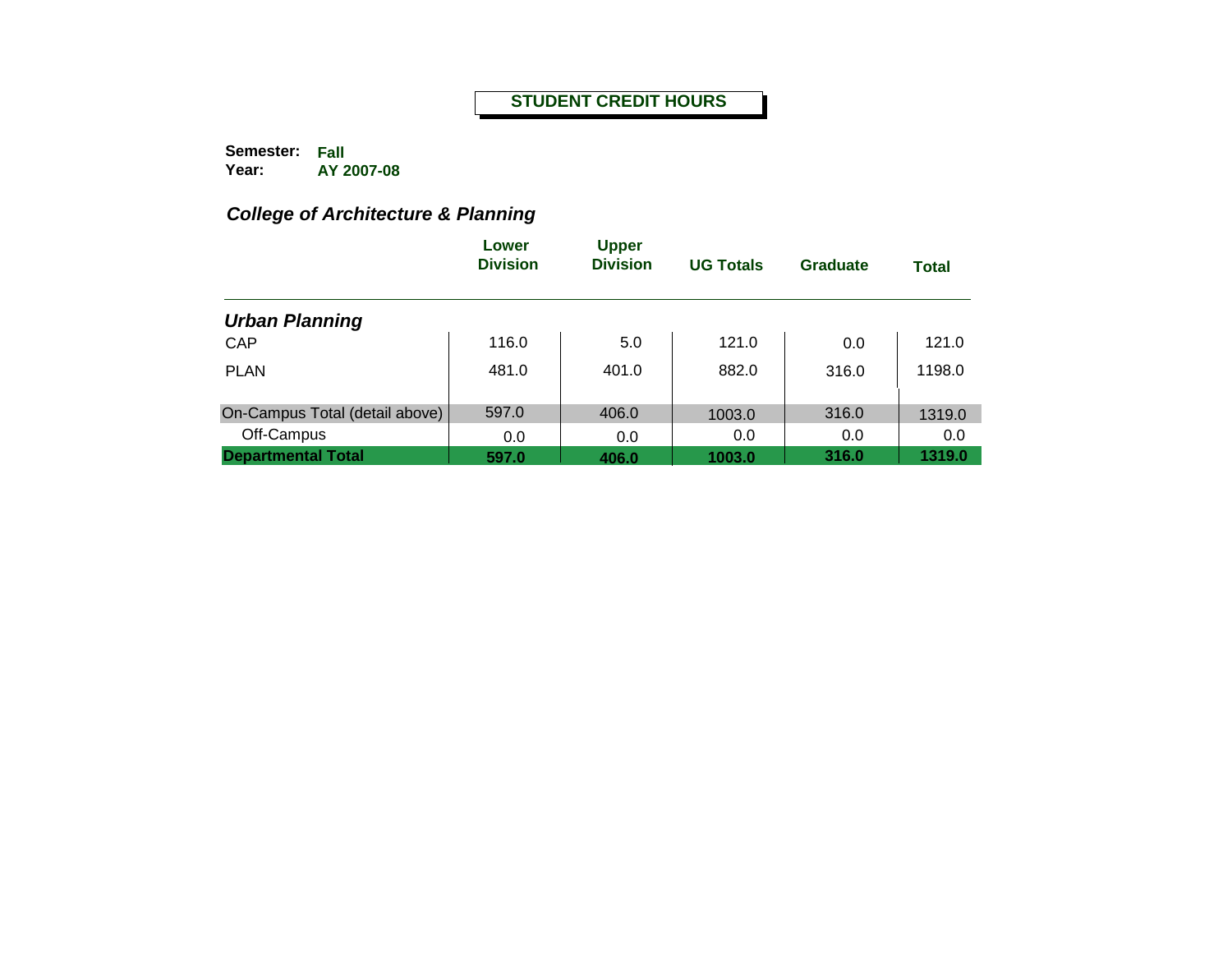# STUDENT CREDIT HOURS

**Semester:** **Fall**
**Year:** **AY 2007-08**

## *College of Architecture & Planning*

| | Lower Division | Upper Division | UG Totals | Graduate | Total |
|---|---|---|---|---|---|
| ***Urban Planning*** | | | | | |
| CAP | 116.0 | 5.0 | 121.0 | 0.0 | 121.0 |
| PLAN | 481.0 | 401.0 | 882.0 | 316.0 | 1198.0 |
| On-Campus Total (detail above) | 597.0 | 406.0 | 1003.0 | 316.0 | 1319.0 |
| Off-Campus | 0.0 | 0.0 | 0.0 | 0.0 | 0.0 |
| **Departmental Total** | **597.0** | **406.0** | **1003.0** | **316.0** | **1319.0** |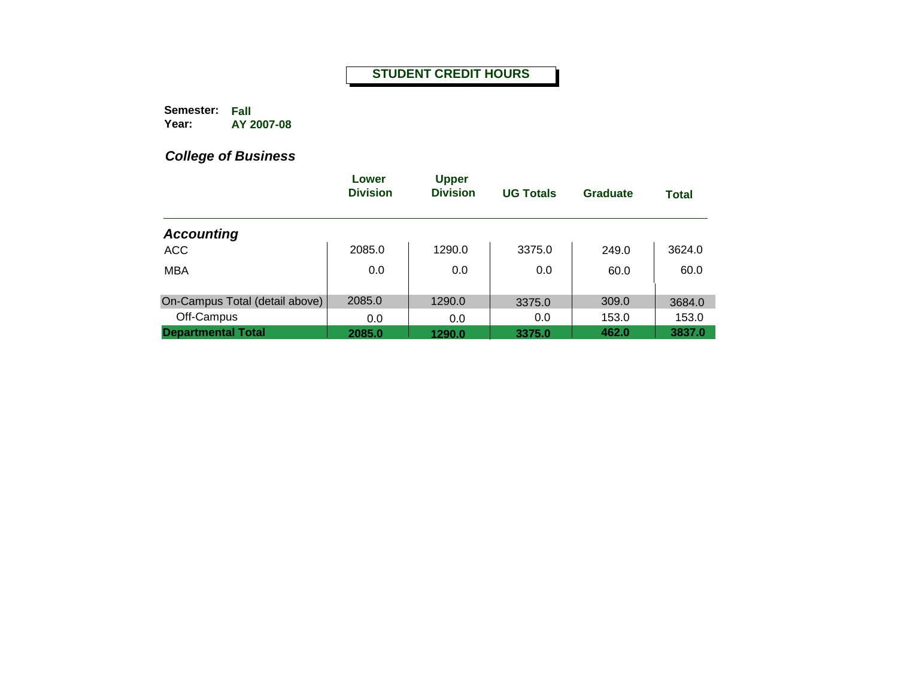**STUDENT CREDIT HOURS**

**Semester:** **Fall**
**Year:** **AY 2007-08**

## *College of Business*

| | Lower Division | Upper Division | UG Totals | Graduate | Total |
|---|---|---|---|---|---|
| ***Accounting*** | | | | | |
| ACC | 2085.0 | 1290.0 | 3375.0 | 249.0 | 3624.0 |
| MBA | 0.0 | 0.0 | 0.0 | 60.0 | 60.0 |
| On-Campus Total (detail above) | 2085.0 | 1290.0 | 3375.0 | 309.0 | 3684.0 |
| Off-Campus | 0.0 | 0.0 | 0.0 | 153.0 | 153.0 |
| **Departmental Total** | **2085.0** | **1290.0** | **3375.0** | **462.0** | **3837.0** |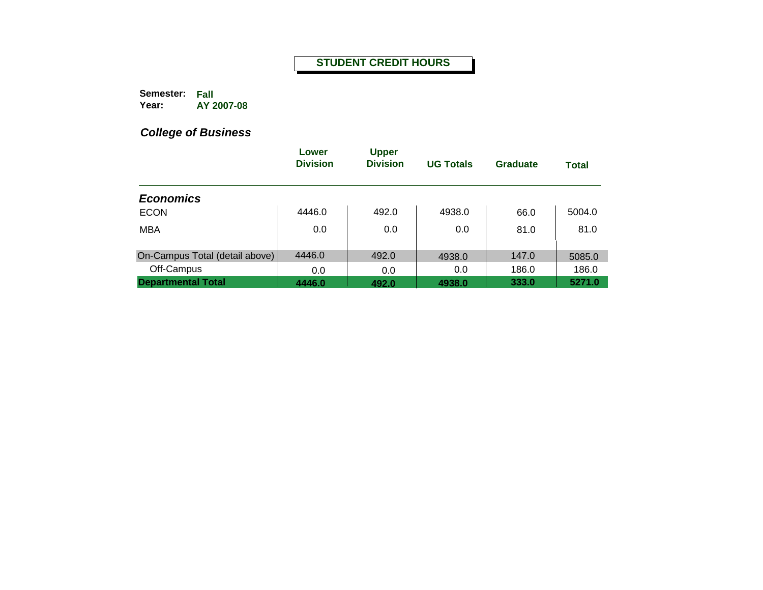# STUDENT CREDIT HOURS

**Semester:** Fall
**Year:** AY 2007-08

## *College of Business*

| | Lower Division | Upper Division | UG Totals | Graduate | Total |
|---|---|---|---|---|---|
| ***Economics*** | | | | | |
| ECON | 4446.0 | 492.0 | 4938.0 | 66.0 | 5004.0 |
| MBA | 0.0 | 0.0 | 0.0 | 81.0 | 81.0 |
| On-Campus Total (detail above) | 4446.0 | 492.0 | 4938.0 | 147.0 | 5085.0 |
| Off-Campus | 0.0 | 0.0 | 0.0 | 186.0 | 186.0 |
| **Departmental Total** | **4446.0** | **492.0** | **4938.0** | **333.0** | **5271.0** |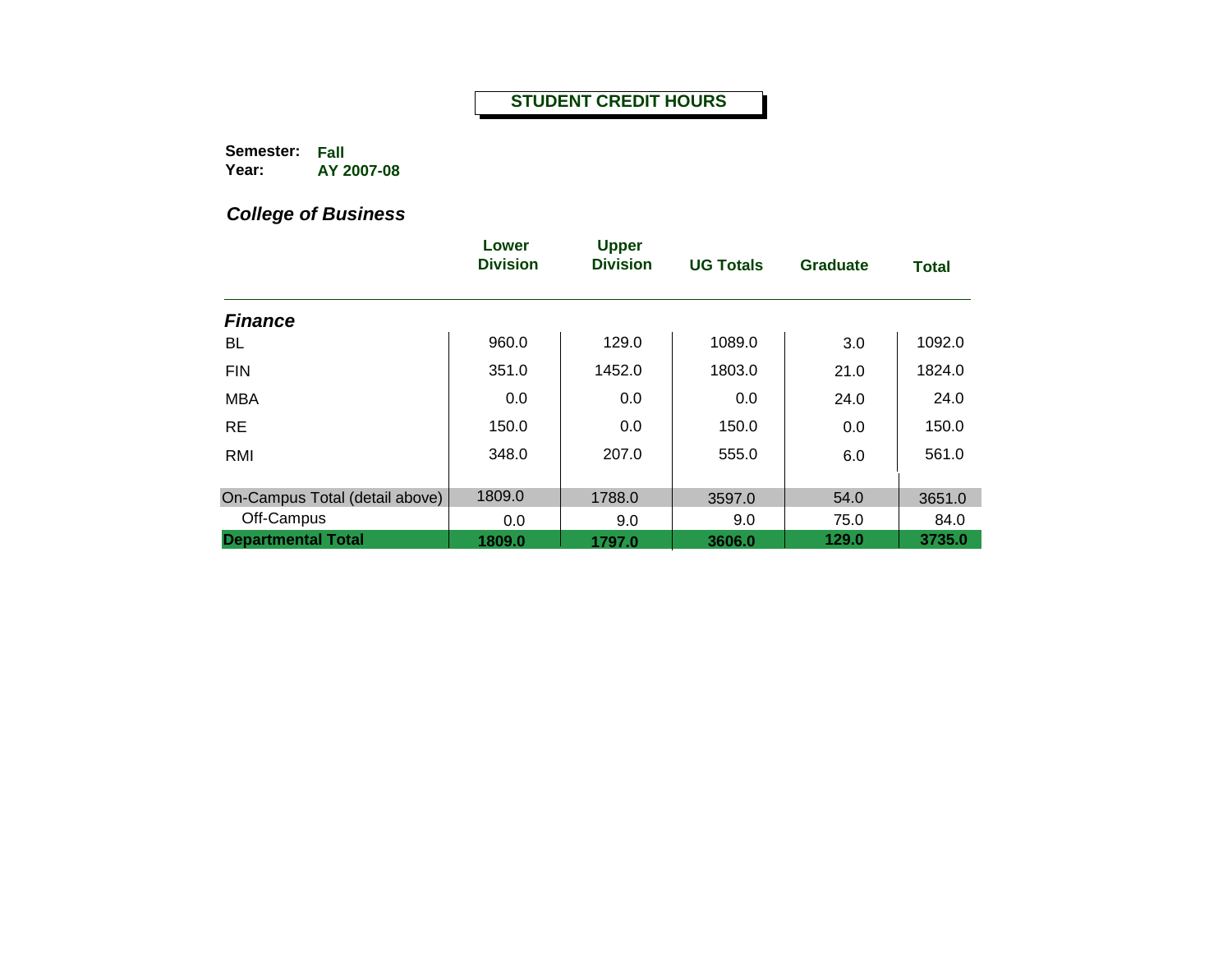# STUDENT CREDIT HOURS

**Semester:** Fall
**Year:** AY 2007-08

## *College of Business*

| | Lower Division | Upper Division | UG Totals | Graduate | Total |
|---|---|---|---|---|---|
| ***Finance*** | | | | | |
| BL | 960.0 | 129.0 | 1089.0 | 3.0 | 1092.0 |
| FIN | 351.0 | 1452.0 | 1803.0 | 21.0 | 1824.0 |
| MBA | 0.0 | 0.0 | 0.0 | 24.0 | 24.0 |
| RE | 150.0 | 0.0 | 150.0 | 0.0 | 150.0 |
| RMI | 348.0 | 207.0 | 555.0 | 6.0 | 561.0 |
| On-Campus Total (detail above) | 1809.0 | 1788.0 | 3597.0 | 54.0 | 3651.0 |
| Off-Campus | 0.0 | 9.0 | 9.0 | 75.0 | 84.0 |
| **Departmental Total** | **1809.0** | **1797.0** | **3606.0** | **129.0** | **3735.0** |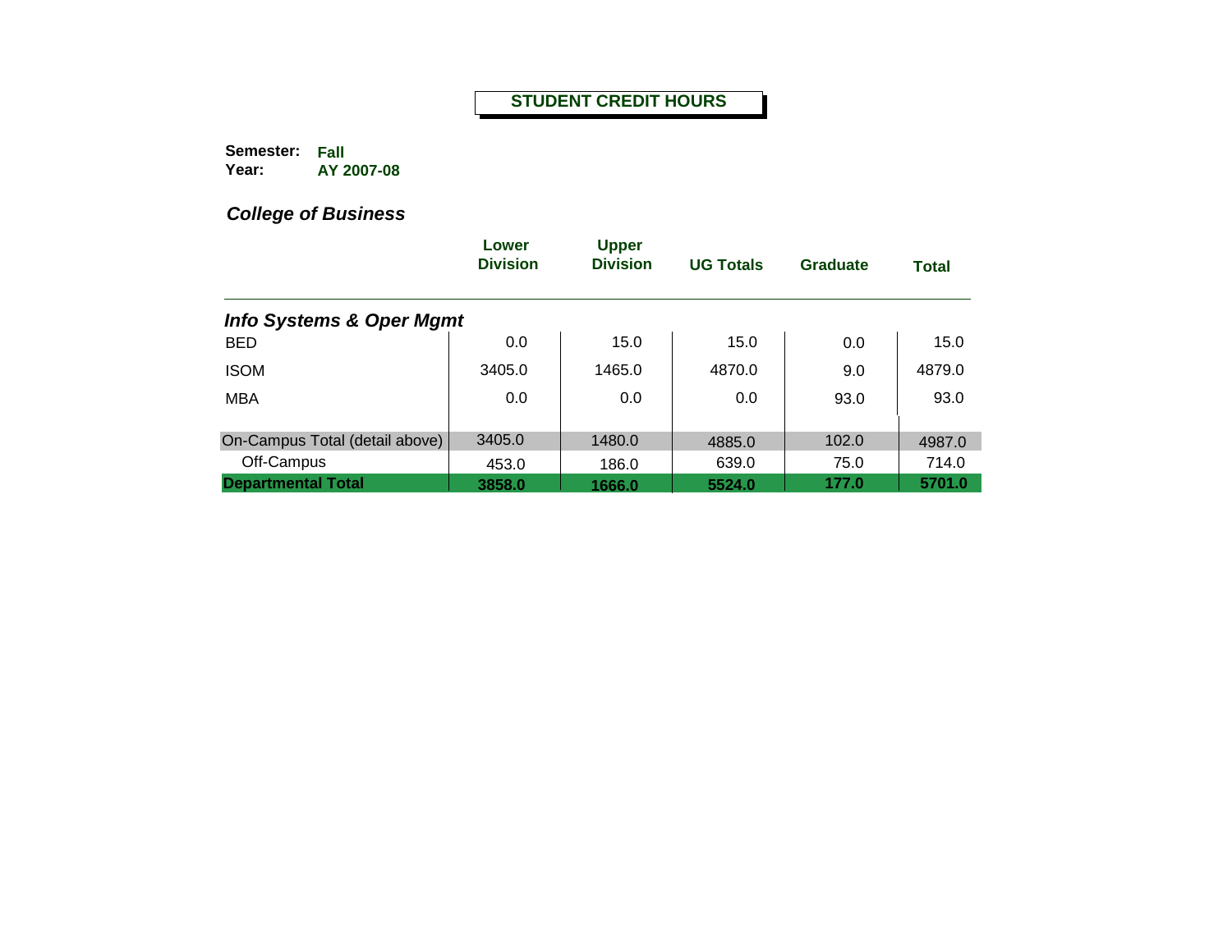**STUDENT CREDIT HOURS**

**Semester:** **Fall**
**Year:** **AY 2007-08**

## *College of Business*

| | Lower Division | Upper Division | UG Totals | Graduate | Total |
|---|---|---|---|---|---|
| ***Info Systems & Oper Mgmt*** | | | | | |
| BED | 0.0 | 15.0 | 15.0 | 0.0 | 15.0 |
| ISOM | 3405.0 | 1465.0 | 4870.0 | 9.0 | 4879.0 |
| MBA | 0.0 | 0.0 | 0.0 | 93.0 | 93.0 |
| On-Campus Total (detail above) | 3405.0 | 1480.0 | 4885.0 | 102.0 | 4987.0 |
| Off-Campus | 453.0 | 186.0 | 639.0 | 75.0 | 714.0 |
| **Departmental Total** | **3858.0** | **1666.0** | **5524.0** | **177.0** | **5701.0** |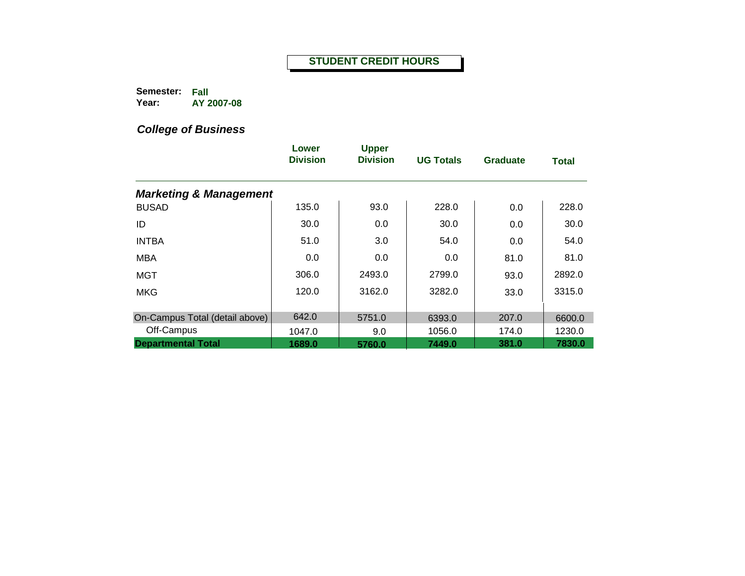# STUDENT CREDIT HOURS

**Semester:** Fall
**Year:** AY 2007-08

## *College of Business*

| | Lower Division | Upper Division | UG Totals | Graduate | Total |
|---|---|---|---|---|---|
| ***Marketing & Management*** | | | | | |
| BUSAD | 135.0 | 93.0 | 228.0 | 0.0 | 228.0 |
| ID | 30.0 | 0.0 | 30.0 | 0.0 | 30.0 |
| INTBA | 51.0 | 3.0 | 54.0 | 0.0 | 54.0 |
| MBA | 0.0 | 0.0 | 0.0 | 81.0 | 81.0 |
| MGT | 306.0 | 2493.0 | 2799.0 | 93.0 | 2892.0 |
| MKG | 120.0 | 3162.0 | 3282.0 | 33.0 | 3315.0 |
| On-Campus Total (detail above) | 642.0 | 5751.0 | 6393.0 | 207.0 | 6600.0 |
| Off-Campus | 1047.0 | 9.0 | 1056.0 | 174.0 | 1230.0 |
| **Departmental Total** | **1689.0** | **5760.0** | **7449.0** | **381.0** | **7830.0** |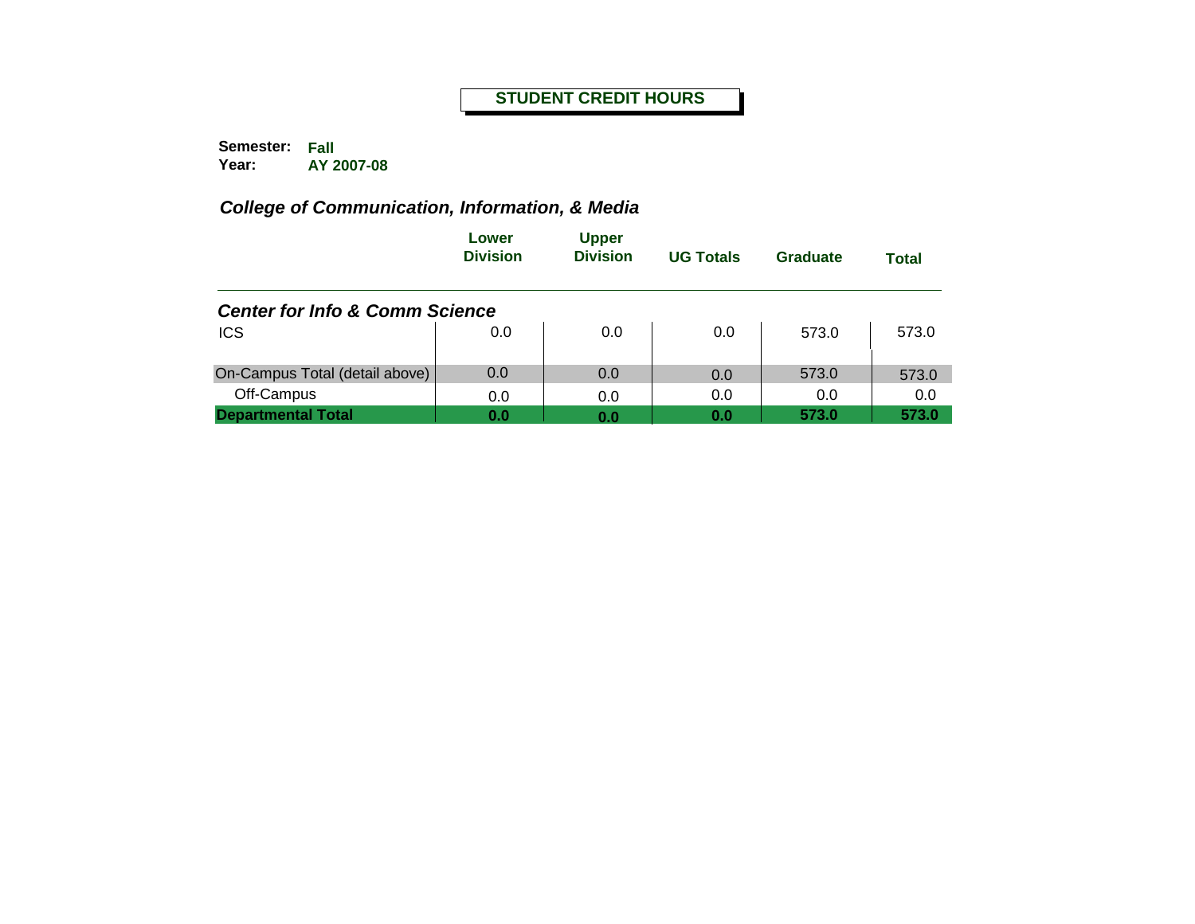**STUDENT CREDIT HOURS**

**Semester:** **Fall**
**Year:** **AY 2007-08**

### *College of Communication, Information, & Media*

| | Lower Division | Upper Division | UG Totals | Graduate | Total |
|---|---|---|---|---|---|
| ***Center for Info & Comm Science*** | | | | | |
| ICS | 0.0 | 0.0 | 0.0 | 573.0 | 573.0 |
| On-Campus Total (detail above) | 0.0 | 0.0 | 0.0 | 573.0 | 573.0 |
| Off-Campus | 0.0 | 0.0 | 0.0 | 0.0 | 0.0 |
| **Departmental Total** | **0.0** | **0.0** | **0.0** | **573.0** | **573.0** |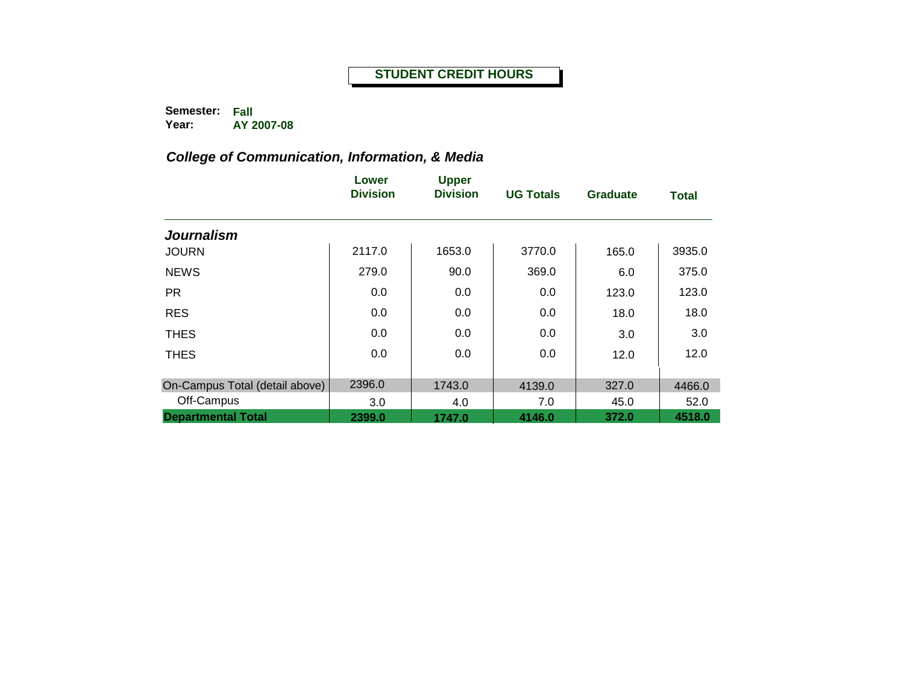**STUDENT CREDIT HOURS**

**Semester:** **Fall**
**Year:** **AY 2007-08**

### *College of Communication, Information, & Media*

| | Lower Division | Upper Division | UG Totals | Graduate | Total |
|---|---|---|---|---|---|
| ***Journalism*** | | | | | |
| JOURN | 2117.0 | 1653.0 | 3770.0 | 165.0 | 3935.0 |
| NEWS | 279.0 | 90.0 | 369.0 | 6.0 | 375.0 |
| PR | 0.0 | 0.0 | 0.0 | 123.0 | 123.0 |
| RES | 0.0 | 0.0 | 0.0 | 18.0 | 18.0 |
| THES | 0.0 | 0.0 | 0.0 | 3.0 | 3.0 |
| THES | 0.0 | 0.0 | 0.0 | 12.0 | 12.0 |
| On-Campus Total (detail above) | 2396.0 | 1743.0 | 4139.0 | 327.0 | 4466.0 |
| Off-Campus | 3.0 | 4.0 | 7.0 | 45.0 | 52.0 |
| **Departmental Total** | **2399.0** | **1747.0** | **4146.0** | **372.0** | **4518.0** |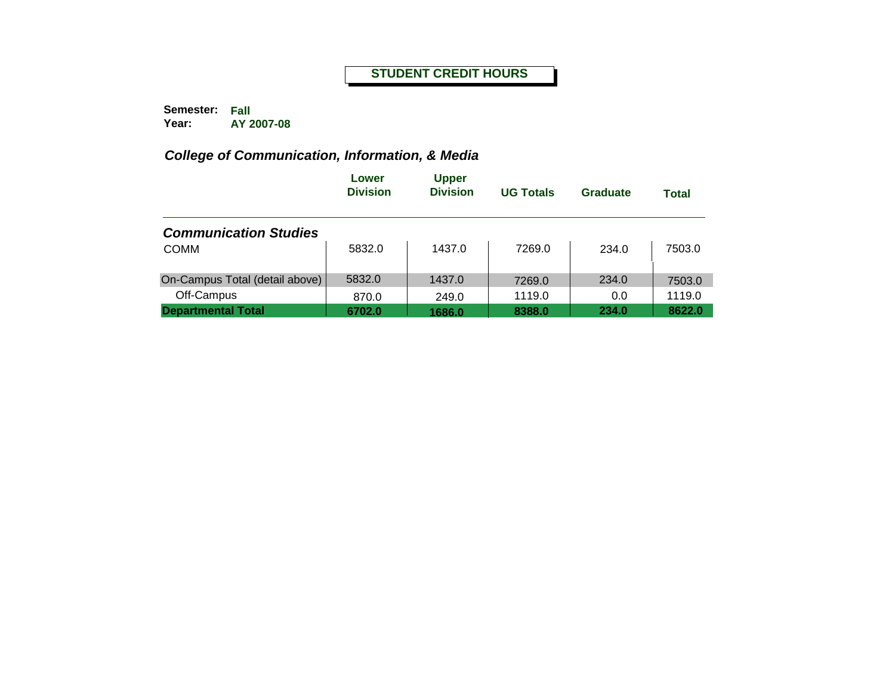# STUDENT CREDIT HOURS

**Semester:** **Fall**
**Year:** **AY 2007-08**

## *College of Communication, Information, & Media*

| | Lower Division | Upper Division | UG Totals | Graduate | Total |
|---|---|---|---|---|---|
| ***Communication Studies*** | | | | | |
| COMM | 5832.0 | 1437.0 | 7269.0 | 234.0 | 7503.0 |
| On-Campus Total (detail above) | 5832.0 | 1437.0 | 7269.0 | 234.0 | 7503.0 |
| Off-Campus | 870.0 | 249.0 | 1119.0 | 0.0 | 1119.0 |
| **Departmental Total** | **6702.0** | **1686.0** | **8388.0** | **234.0** | **8622.0** |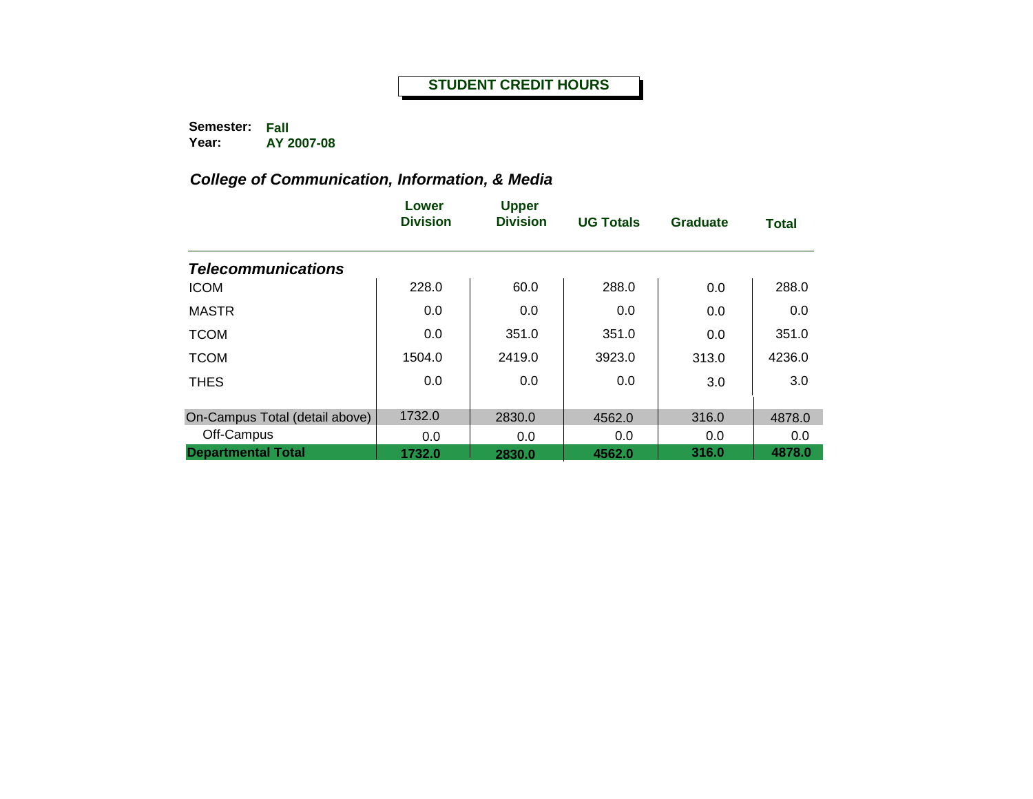**STUDENT CREDIT HOURS**

**Semester:** **Fall**
**Year:** **AY 2007-08**

## *College of Communication, Information, & Media*

| | Lower Division | Upper Division | UG Totals | Graduate | Total |
|---|---|---|---|---|---|
| ***Telecommunications*** | | | | | |
| ICOM | 228.0 | 60.0 | 288.0 | 0.0 | 288.0 |
| MASTR | 0.0 | 0.0 | 0.0 | 0.0 | 0.0 |
| TCOM | 0.0 | 351.0 | 351.0 | 0.0 | 351.0 |
| TCOM | 1504.0 | 2419.0 | 3923.0 | 313.0 | 4236.0 |
| THES | 0.0 | 0.0 | 0.0 | 3.0 | 3.0 |
| On-Campus Total (detail above) | 1732.0 | 2830.0 | 4562.0 | 316.0 | 4878.0 |
| Off-Campus | 0.0 | 0.0 | 0.0 | 0.0 | 0.0 |
| **Departmental Total** | **1732.0** | **2830.0** | **4562.0** | **316.0** | **4878.0** |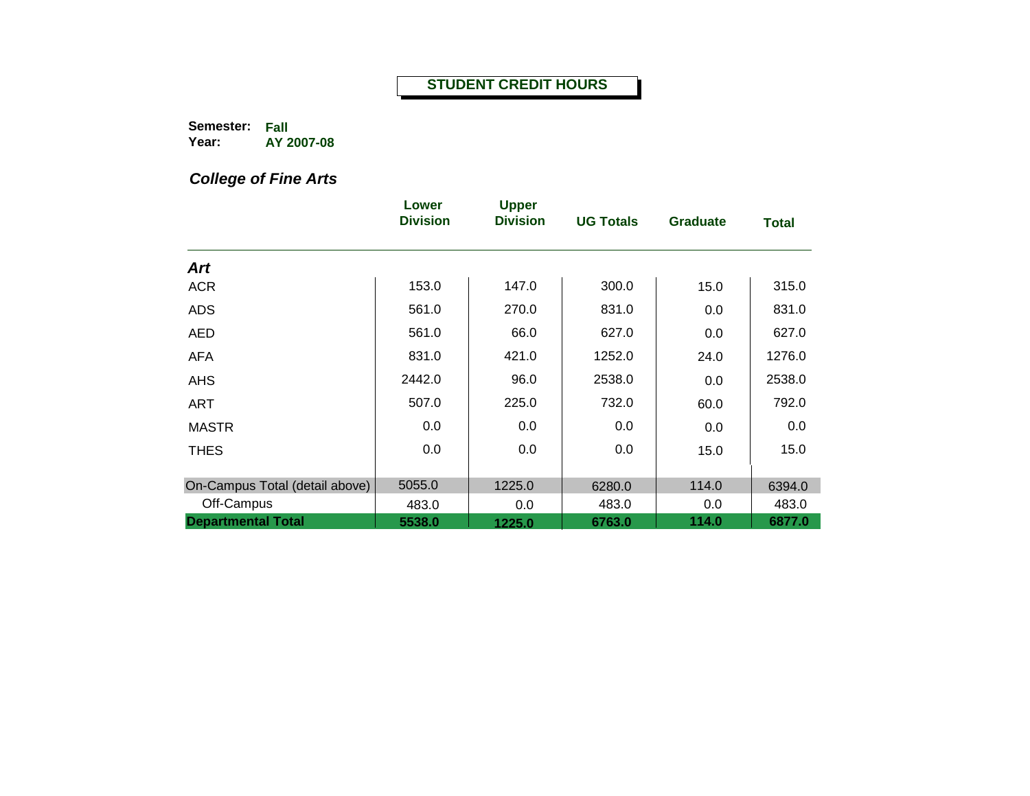# STUDENT CREDIT HOURS

**Semester:** Fall
**Year:** AY 2007-08

## *College of Fine Arts*

| | Lower Division | Upper Division | UG Totals | Graduate | Total |
|---|---|---|---|---|---|
| ***Art*** | | | | | |
| ACR | 153.0 | 147.0 | 300.0 | 15.0 | 315.0 |
| ADS | 561.0 | 270.0 | 831.0 | 0.0 | 831.0 |
| AED | 561.0 | 66.0 | 627.0 | 0.0 | 627.0 |
| AFA | 831.0 | 421.0 | 1252.0 | 24.0 | 1276.0 |
| AHS | 2442.0 | 96.0 | 2538.0 | 0.0 | 2538.0 |
| ART | 507.0 | 225.0 | 732.0 | 60.0 | 792.0 |
| MASTR | 0.0 | 0.0 | 0.0 | 0.0 | 0.0 |
| THES | 0.0 | 0.0 | 0.0 | 15.0 | 15.0 |
| On-Campus Total (detail above) | 5055.0 | 1225.0 | 6280.0 | 114.0 | 6394.0 |
| Off-Campus | 483.0 | 0.0 | 483.0 | 0.0 | 483.0 |
| **Departmental Total** | **5538.0** | **1225.0** | **6763.0** | **114.0** | **6877.0** |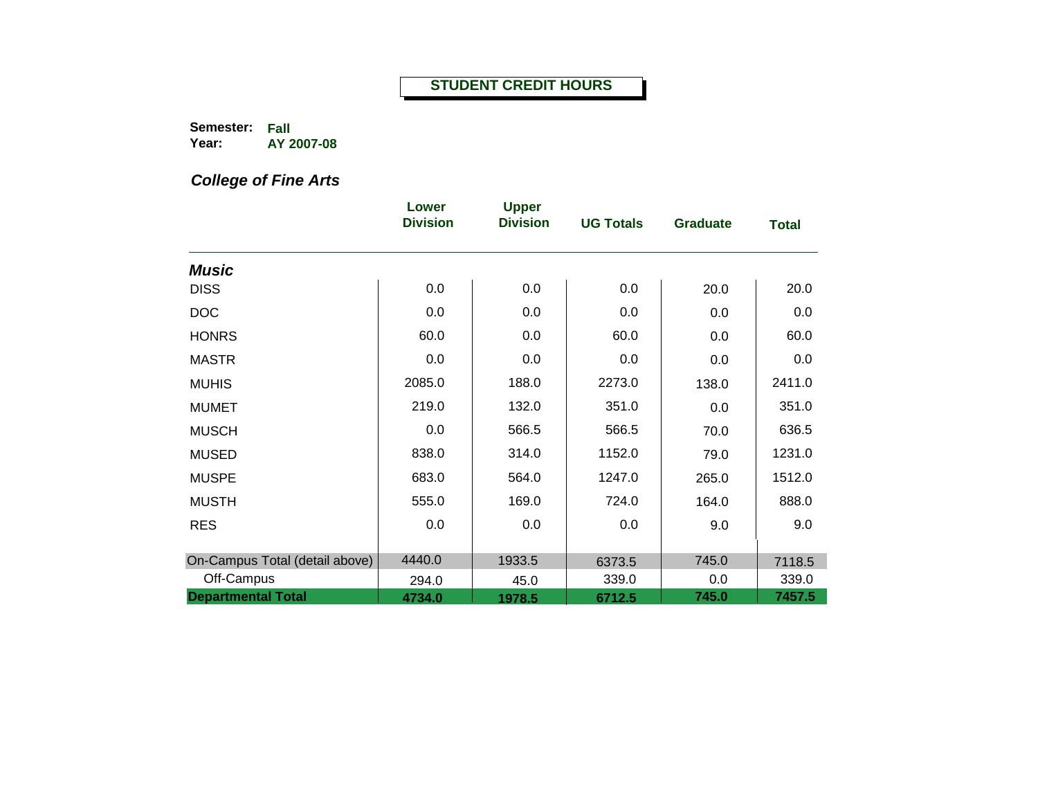**STUDENT CREDIT HOURS**

**Semester:** **Fall**
**Year:** **AY 2007-08**

## *College of Fine Arts*

| | Lower Division | Upper Division | UG Totals | Graduate | Total |
|---|---|---|---|---|---|
| ***Music*** | | | | | |
| DISS | 0.0 | 0.0 | 0.0 | 20.0 | 20.0 |
| DOC | 0.0 | 0.0 | 0.0 | 0.0 | 0.0 |
| HONRS | 60.0 | 0.0 | 60.0 | 0.0 | 60.0 |
| MASTR | 0.0 | 0.0 | 0.0 | 0.0 | 0.0 |
| MUHIS | 2085.0 | 188.0 | 2273.0 | 138.0 | 2411.0 |
| MUMET | 219.0 | 132.0 | 351.0 | 0.0 | 351.0 |
| MUSCH | 0.0 | 566.5 | 566.5 | 70.0 | 636.5 |
| MUSED | 838.0 | 314.0 | 1152.0 | 79.0 | 1231.0 |
| MUSPE | 683.0 | 564.0 | 1247.0 | 265.0 | 1512.0 |
| MUSTH | 555.0 | 169.0 | 724.0 | 164.0 | 888.0 |
| RES | 0.0 | 0.0 | 0.0 | 9.0 | 9.0 |
| On-Campus Total (detail above) | 4440.0 | 1933.5 | 6373.5 | 745.0 | 7118.5 |
| Off-Campus | 294.0 | 45.0 | 339.0 | 0.0 | 339.0 |
| **Departmental Total** | **4734.0** | **1978.5** | **6712.5** | **745.0** | **7457.5** |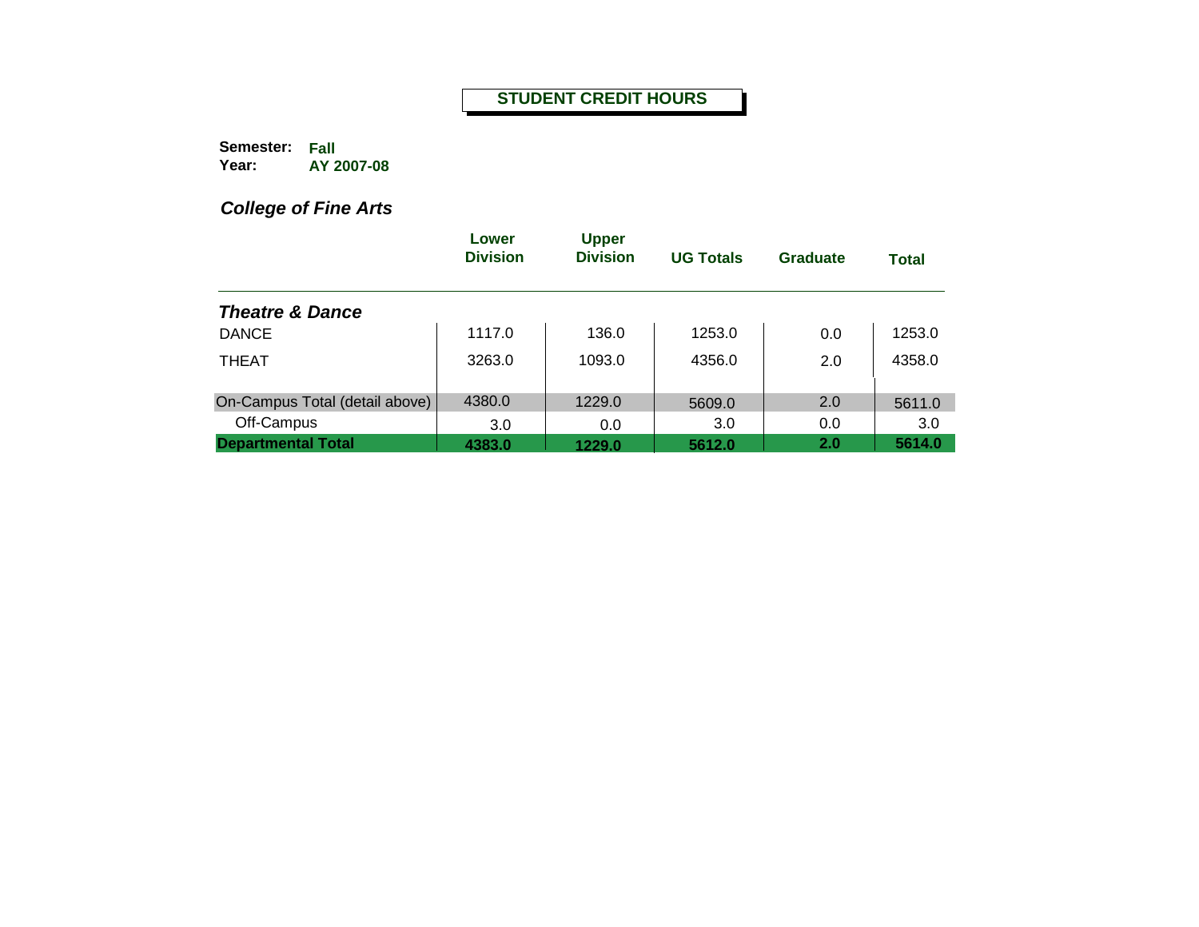# STUDENT CREDIT HOURS

**Semester:** Fall
**Year:** AY 2007-08

## *College of Fine Arts*

| | Lower Division | Upper Division | UG Totals | Graduate | Total |
|---|---|---|---|---|---|
| ***Theatre & Dance*** | | | | | |
| DANCE | 1117.0 | 136.0 | 1253.0 | 0.0 | 1253.0 |
| THEAT | 3263.0 | 1093.0 | 4356.0 | 2.0 | 4358.0 |
| On-Campus Total (detail above) | 4380.0 | 1229.0 | 5609.0 | 2.0 | 5611.0 |
| Off-Campus | 3.0 | 0.0 | 3.0 | 0.0 | 3.0 |
| **Departmental Total** | **4383.0** | **1229.0** | **5612.0** | **2.0** | **5614.0** |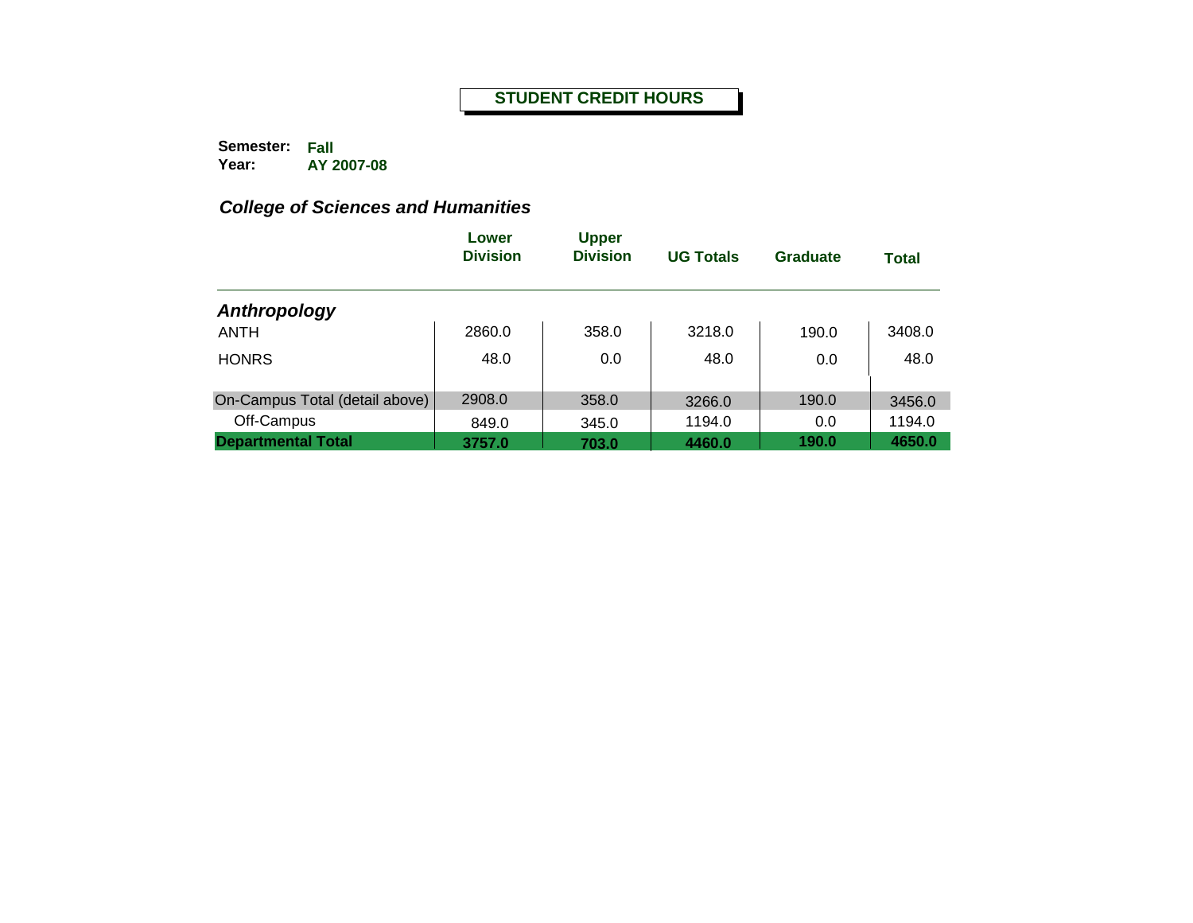**STUDENT CREDIT HOURS**

**Semester:** **Fall**
**Year:** **AY 2007-08**

### *College of Sciences and Humanities*

| | Lower Division | Upper Division | UG Totals | Graduate | Total |
|---|---|---|---|---|---|
| ***Anthropology*** | | | | | |
| ANTH | 2860.0 | 358.0 | 3218.0 | 190.0 | 3408.0 |
| HONRS | 48.0 | 0.0 | 48.0 | 0.0 | 48.0 |
| On-Campus Total (detail above) | 2908.0 | 358.0 | 3266.0 | 190.0 | 3456.0 |
| Off-Campus | 849.0 | 345.0 | 1194.0 | 0.0 | 1194.0 |
| **Departmental Total** | **3757.0** | **703.0** | **4460.0** | **190.0** | **4650.0** |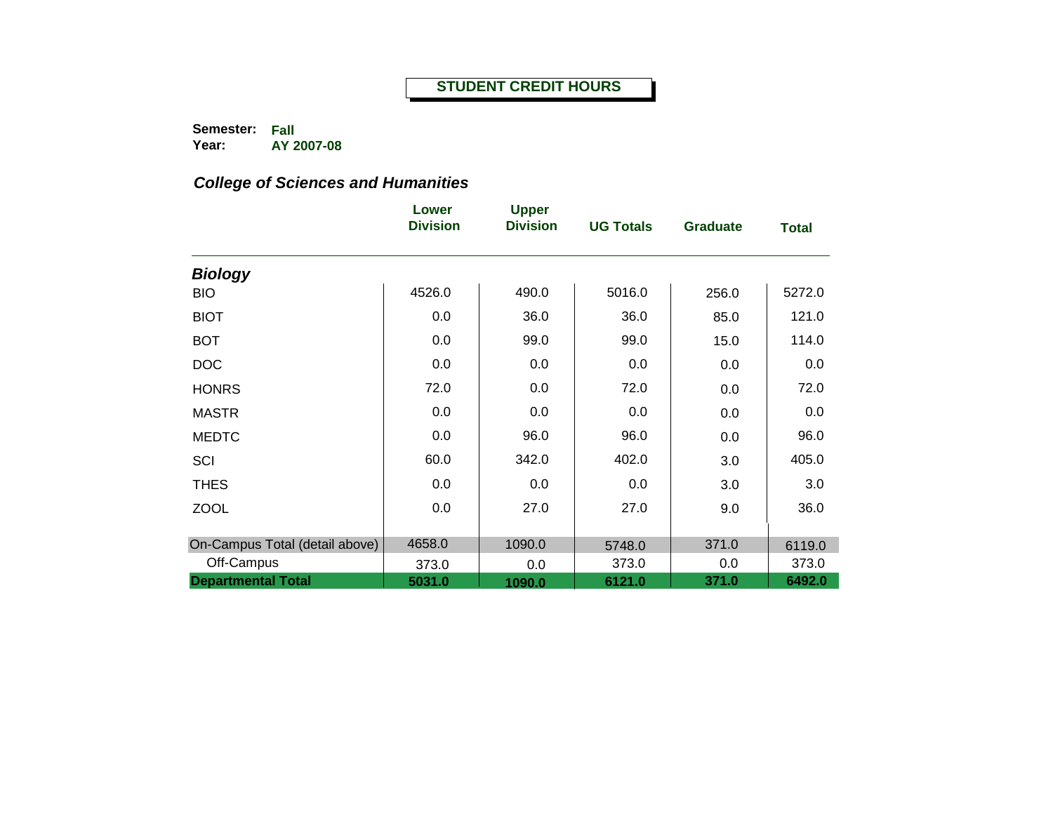# STUDENT CREDIT HOURS

**Semester:** Fall
**Year:** AY 2007-08

## *College of Sciences and Humanities*

| | Lower Division | Upper Division | UG Totals | Graduate | Total |
|---|---|---|---|---|---|
| ***Biology*** | | | | | |
| BIO | 4526.0 | 490.0 | 5016.0 | 256.0 | 5272.0 |
| BIOT | 0.0 | 36.0 | 36.0 | 85.0 | 121.0 |
| BOT | 0.0 | 99.0 | 99.0 | 15.0 | 114.0 |
| DOC | 0.0 | 0.0 | 0.0 | 0.0 | 0.0 |
| HONRS | 72.0 | 0.0 | 72.0 | 0.0 | 72.0 |
| MASTR | 0.0 | 0.0 | 0.0 | 0.0 | 0.0 |
| MEDTC | 0.0 | 96.0 | 96.0 | 0.0 | 96.0 |
| SCI | 60.0 | 342.0 | 402.0 | 3.0 | 405.0 |
| THES | 0.0 | 0.0 | 0.0 | 3.0 | 3.0 |
| ZOOL | 0.0 | 27.0 | 27.0 | 9.0 | 36.0 |
| On-Campus Total (detail above) | 4658.0 | 1090.0 | 5748.0 | 371.0 | 6119.0 |
| Off-Campus | 373.0 | 0.0 | 373.0 | 0.0 | 373.0 |
| **Departmental Total** | **5031.0** | **1090.0** | **6121.0** | **371.0** | **6492.0** |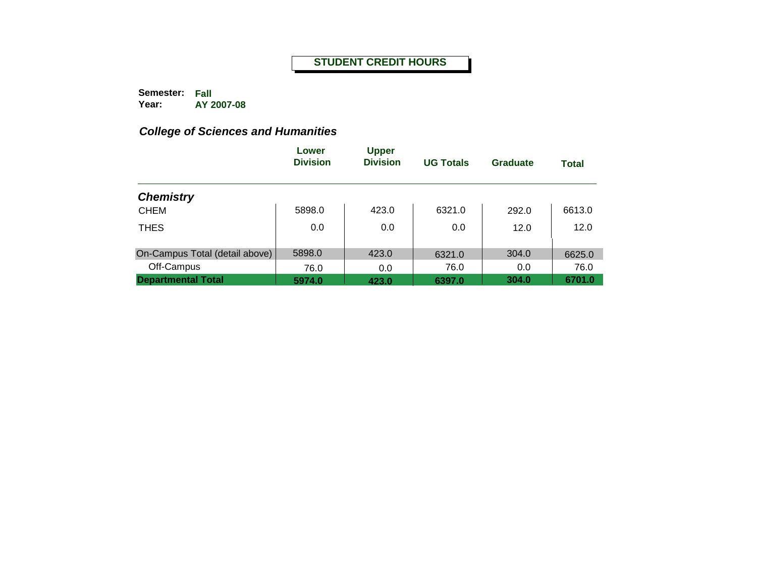# STUDENT CREDIT HOURS

**Semester:** Fall
**Year:** AY 2007-08

## *College of Sciences and Humanities*

| | Lower Division | Upper Division | UG Totals | Graduate | Total |
|---|---|---|---|---|---|
| ***Chemistry*** | | | | | |
| CHEM | 5898.0 | 423.0 | 6321.0 | 292.0 | 6613.0 |
| THES | 0.0 | 0.0 | 0.0 | 12.0 | 12.0 |
| On-Campus Total (detail above) | 5898.0 | 423.0 | 6321.0 | 304.0 | 6625.0 |
| Off-Campus | 76.0 | 0.0 | 76.0 | 0.0 | 76.0 |
| **Departmental Total** | **5974.0** | **423.0** | **6397.0** | **304.0** | **6701.0** |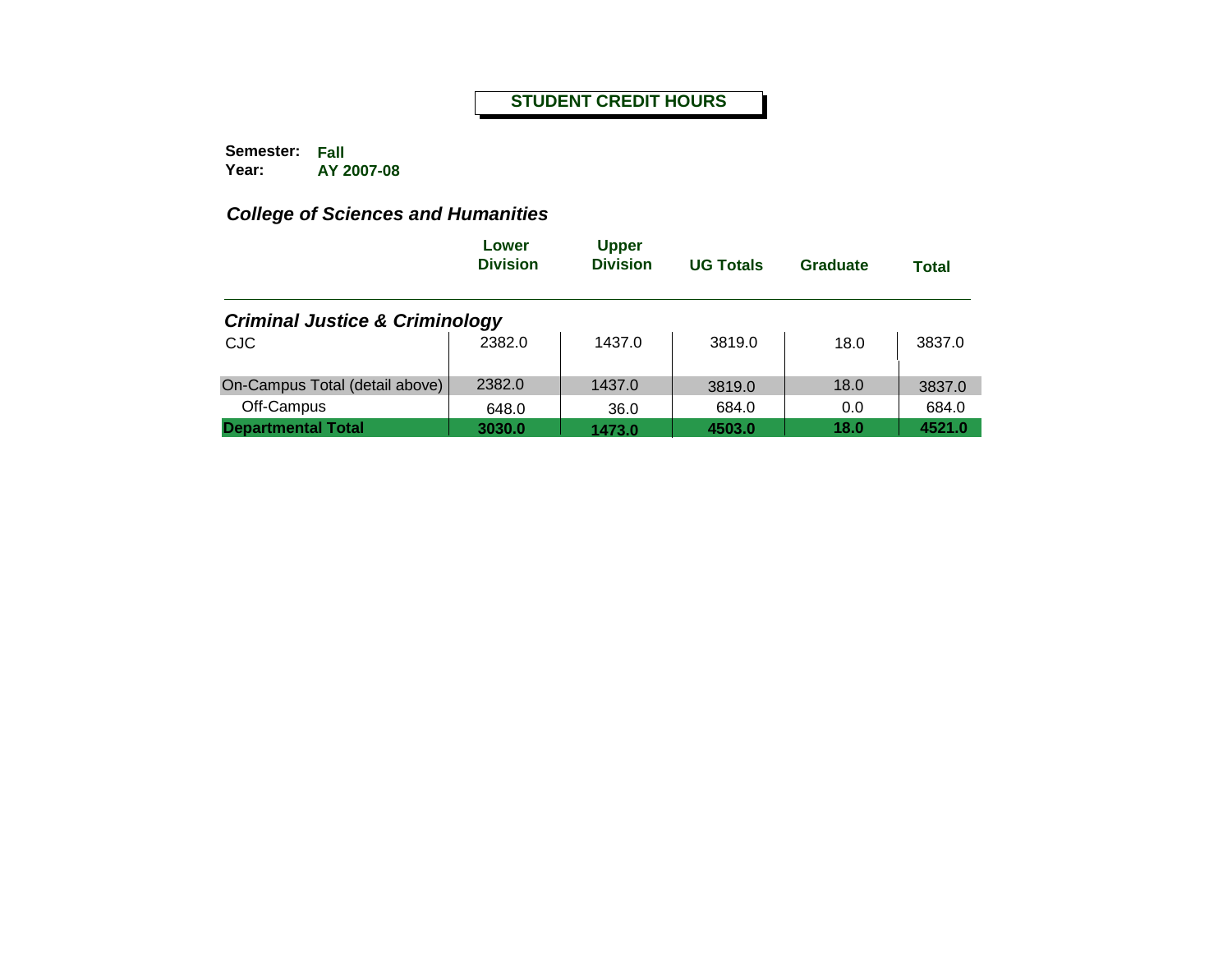**STUDENT CREDIT HOURS**

**Semester:** Fall
**Year:** AY 2007-08

## *College of Sciences and Humanities*

| | Lower Division | Upper Division | UG Totals | Graduate | Total |
|---|---|---|---|---|---|
| ***Criminal Justice & Criminology*** | | | | | |
| CJC | 2382.0 | 1437.0 | 3819.0 | 18.0 | 3837.0 |
| On-Campus Total (detail above) | 2382.0 | 1437.0 | 3819.0 | 18.0 | 3837.0 |
| Off-Campus | 648.0 | 36.0 | 684.0 | 0.0 | 684.0 |
| **Departmental Total** | **3030.0** | **1473.0** | **4503.0** | **18.0** | **4521.0** |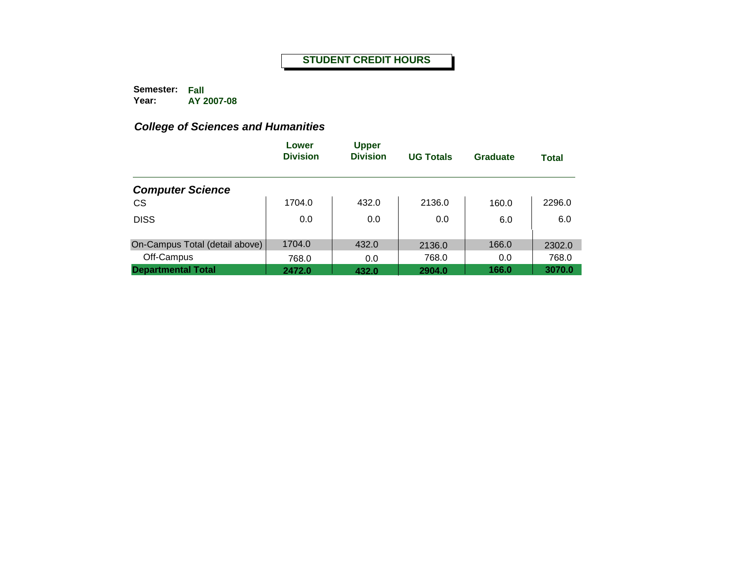# STUDENT CREDIT HOURS

**Semester:** **Fall**
**Year:** **AY 2007-08**

## *College of Sciences and Humanities*

| | Lower Division | Upper Division | UG Totals | Graduate | Total |
|---|---|---|---|---|---|
| ***Computer Science*** | | | | | |
| CS | 1704.0 | 432.0 | 2136.0 | 160.0 | 2296.0 |
| DISS | 0.0 | 0.0 | 0.0 | 6.0 | 6.0 |
| On-Campus Total (detail above) | 1704.0 | 432.0 | 2136.0 | 166.0 | 2302.0 |
| Off-Campus | 768.0 | 0.0 | 768.0 | 0.0 | 768.0 |
| **Departmental Total** | **2472.0** | **432.0** | **2904.0** | **166.0** | **3070.0** |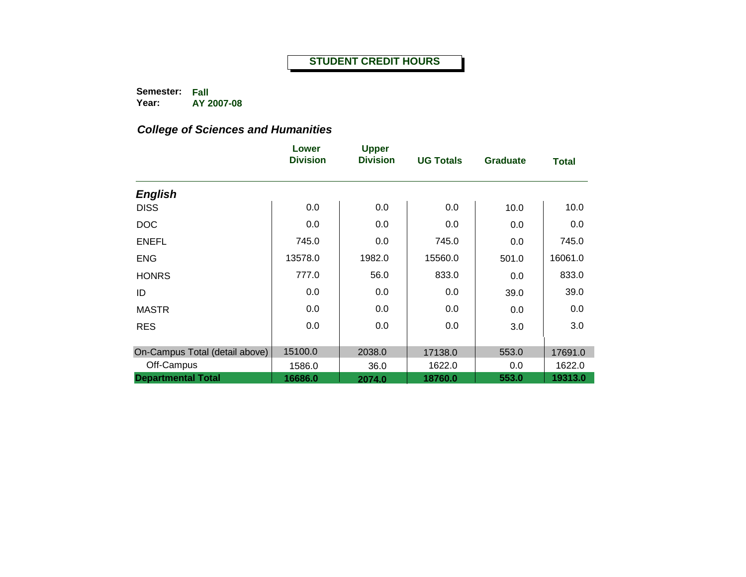**STUDENT CREDIT HOURS**

**Semester:** Fall
**Year:** AY 2007-08

### *College of Sciences and Humanities*

| | Lower Division | Upper Division | UG Totals | Graduate | Total |
|---|---|---|---|---|---|
| ***English*** | | | | | |
| DISS | 0.0 | 0.0 | 0.0 | 10.0 | 10.0 |
| DOC | 0.0 | 0.0 | 0.0 | 0.0 | 0.0 |
| ENEFL | 745.0 | 0.0 | 745.0 | 0.0 | 745.0 |
| ENG | 13578.0 | 1982.0 | 15560.0 | 501.0 | 16061.0 |
| HONRS | 777.0 | 56.0 | 833.0 | 0.0 | 833.0 |
| ID | 0.0 | 0.0 | 0.0 | 39.0 | 39.0 |
| MASTR | 0.0 | 0.0 | 0.0 | 0.0 | 0.0 |
| RES | 0.0 | 0.0 | 0.0 | 3.0 | 3.0 |
| On-Campus Total (detail above) | 15100.0 | 2038.0 | 17138.0 | 553.0 | 17691.0 |
| Off-Campus | 1586.0 | 36.0 | 1622.0 | 0.0 | 1622.0 |
| **Departmental Total** | **16686.0** | **2074.0** | **18760.0** | **553.0** | **19313.0** |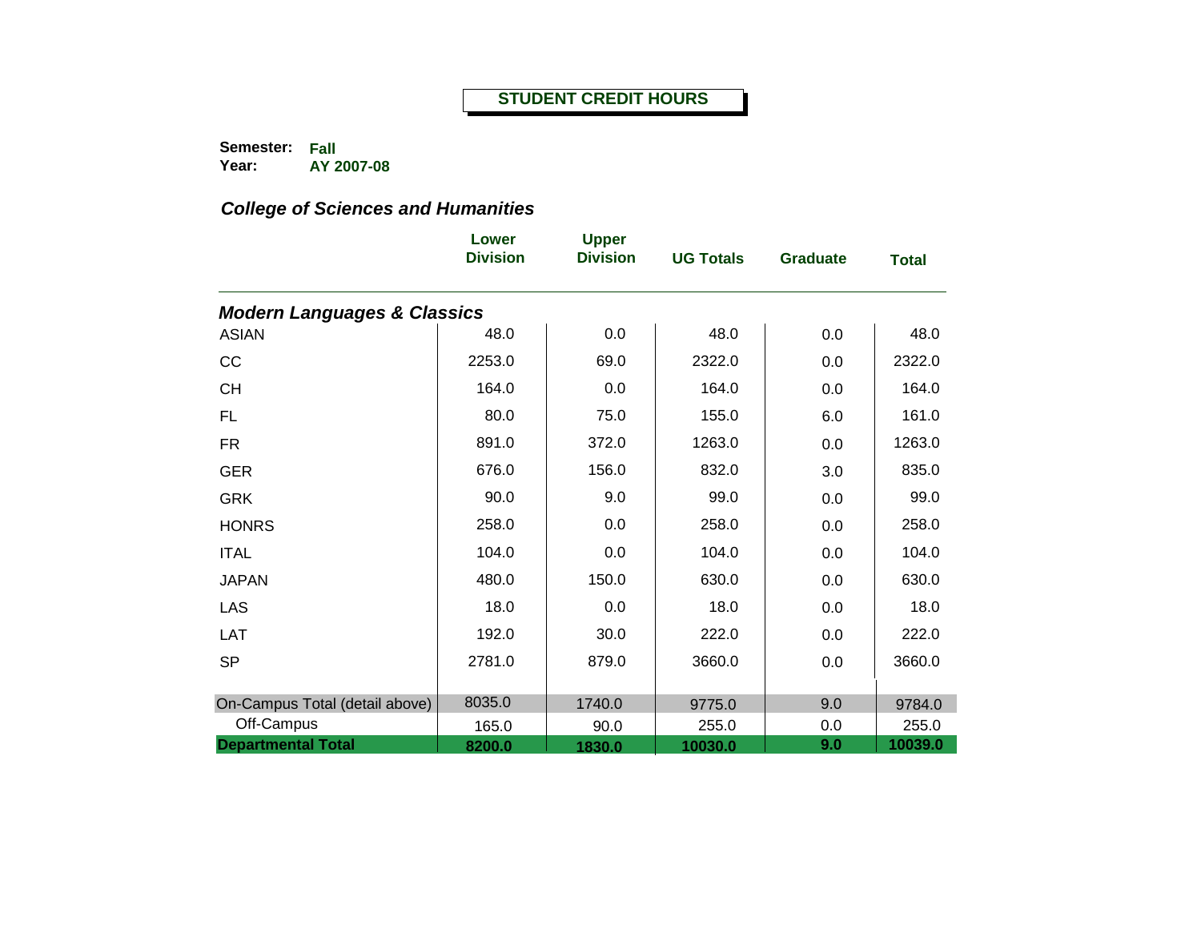**STUDENT CREDIT HOURS**

**Semester:** Fall
**Year:** AY 2007-08

## *College of Sciences and Humanities*

| | Lower Division | Upper Division | UG Totals | Graduate | Total |
|---|---|---|---|---|---|
| ***Modern Languages & Classics*** | | | | | |
| ASIAN | 48.0 | 0.0 | 48.0 | 0.0 | 48.0 |
| CC | 2253.0 | 69.0 | 2322.0 | 0.0 | 2322.0 |
| CH | 164.0 | 0.0 | 164.0 | 0.0 | 164.0 |
| FL | 80.0 | 75.0 | 155.0 | 6.0 | 161.0 |
| FR | 891.0 | 372.0 | 1263.0 | 0.0 | 1263.0 |
| GER | 676.0 | 156.0 | 832.0 | 3.0 | 835.0 |
| GRK | 90.0 | 9.0 | 99.0 | 0.0 | 99.0 |
| HONRS | 258.0 | 0.0 | 258.0 | 0.0 | 258.0 |
| ITAL | 104.0 | 0.0 | 104.0 | 0.0 | 104.0 |
| JAPAN | 480.0 | 150.0 | 630.0 | 0.0 | 630.0 |
| LAS | 18.0 | 0.0 | 18.0 | 0.0 | 18.0 |
| LAT | 192.0 | 30.0 | 222.0 | 0.0 | 222.0 |
| SP | 2781.0 | 879.0 | 3660.0 | 0.0 | 3660.0 |
| On-Campus Total (detail above) | 8035.0 | 1740.0 | 9775.0 | 9.0 | 9784.0 |
| Off-Campus | 165.0 | 90.0 | 255.0 | 0.0 | 255.0 |
| **Departmental Total** | **8200.0** | **1830.0** | **10030.0** | **9.0** | **10039.0** |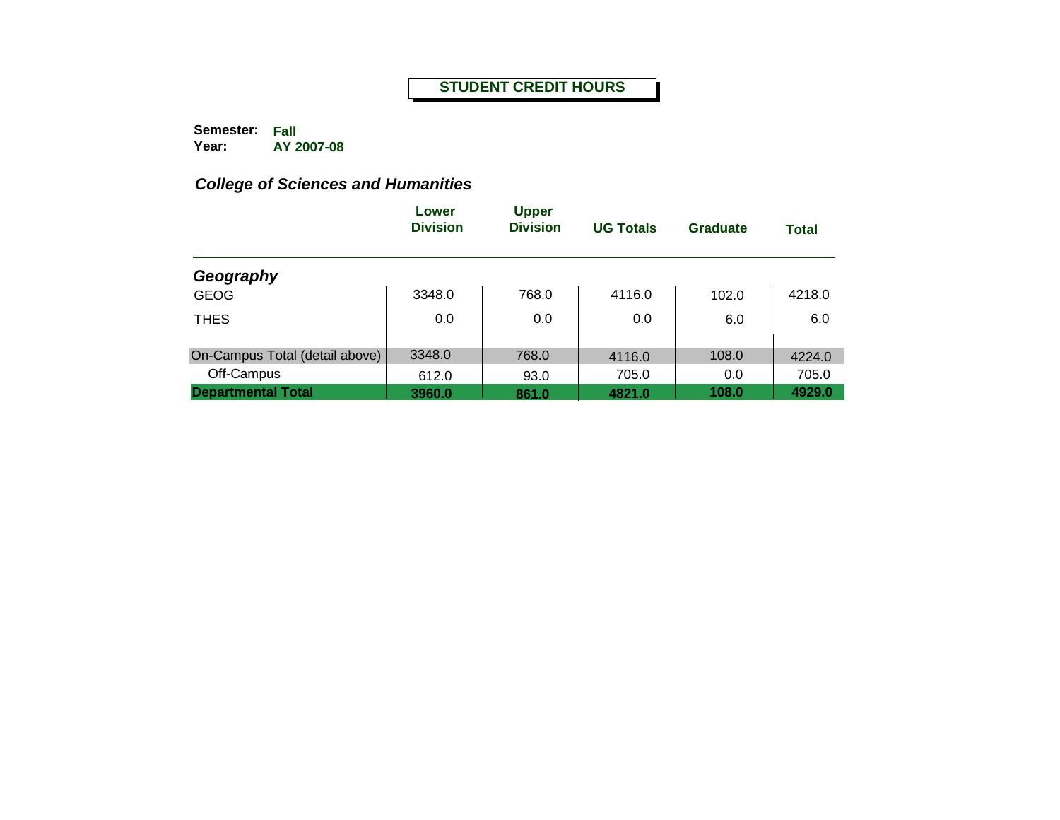**STUDENT CREDIT HOURS**

**Semester:** **Fall**
**Year:** **AY 2007-08**

### *College of Sciences and Humanities*

| | Lower Division | Upper Division | UG Totals | Graduate | Total |
|---|---|---|---|---|---|
| ***Geography*** | | | | | |
| GEOG | 3348.0 | 768.0 | 4116.0 | 102.0 | 4218.0 |
| THES | 0.0 | 0.0 | 0.0 | 6.0 | 6.0 |
| On-Campus Total (detail above) | 3348.0 | 768.0 | 4116.0 | 108.0 | 4224.0 |
| Off-Campus | 612.0 | 93.0 | 705.0 | 0.0 | 705.0 |
| **Departmental Total** | **3960.0** | **861.0** | **4821.0** | **108.0** | **4929.0** |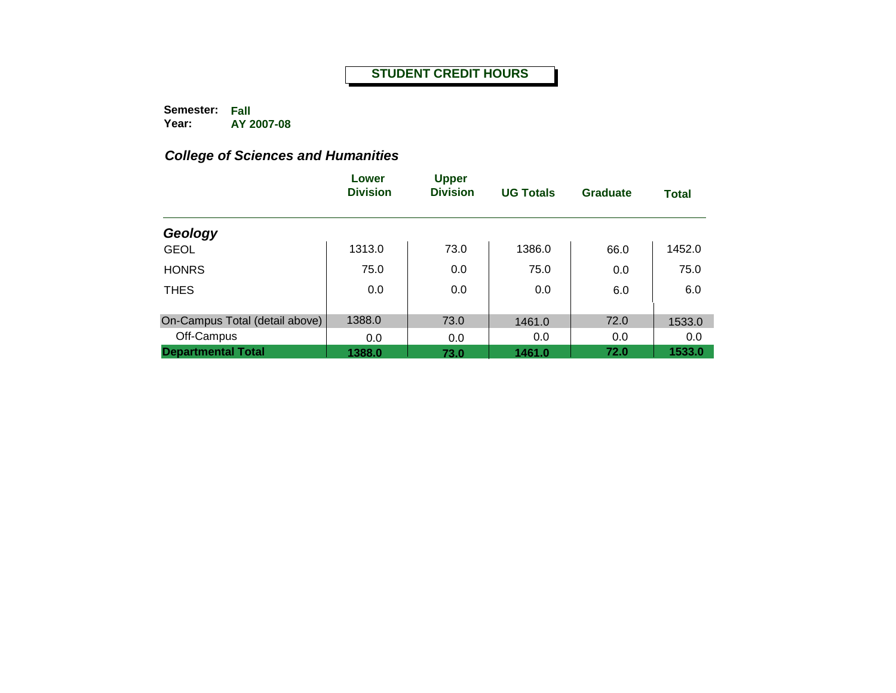# STUDENT CREDIT HOURS

**Semester:** Fall
**Year:** AY 2007-08

## *College of Sciences and Humanities*

| | Lower Division | Upper Division | UG Totals | Graduate | Total |
|---|---|---|---|---|---|
| ***Geology*** | | | | | |
| GEOL | 1313.0 | 73.0 | 1386.0 | 66.0 | 1452.0 |
| HONRS | 75.0 | 0.0 | 75.0 | 0.0 | 75.0 |
| THES | 0.0 | 0.0 | 0.0 | 6.0 | 6.0 |
| On-Campus Total (detail above) | 1388.0 | 73.0 | 1461.0 | 72.0 | 1533.0 |
| Off-Campus | 0.0 | 0.0 | 0.0 | 0.0 | 0.0 |
| **Departmental Total** | **1388.0** | **73.0** | **1461.0** | **72.0** | **1533.0** |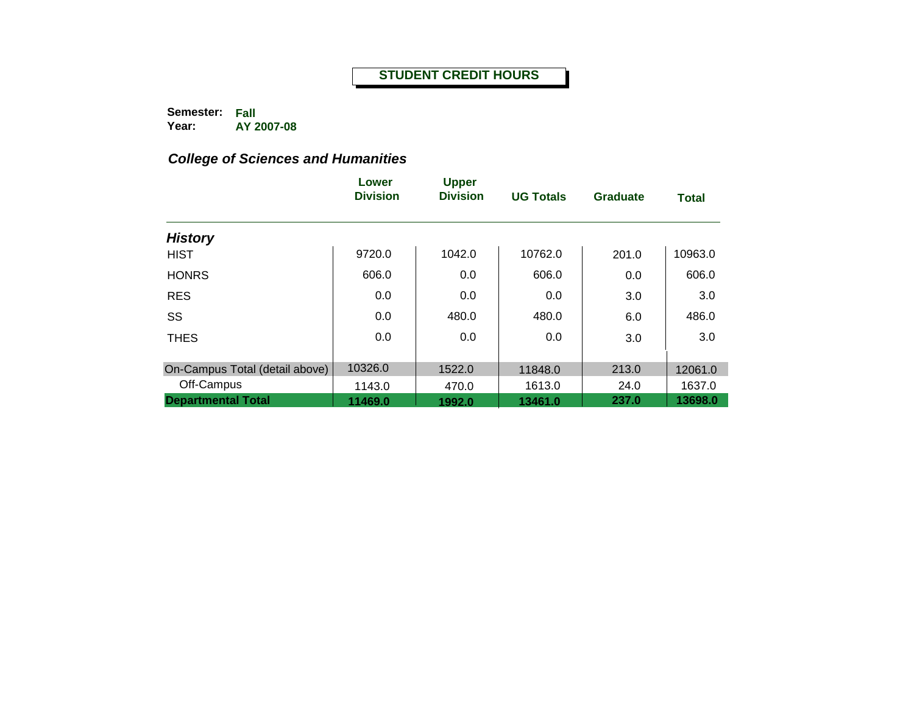**STUDENT CREDIT HOURS**

**Semester:** Fall
**Year:** AY 2007-08

### *College of Sciences and Humanities*

| | Lower Division | Upper Division | UG Totals | Graduate | Total |
|---|---|---|---|---|---|
| ***History*** | | | | | |
| HIST | 9720.0 | 1042.0 | 10762.0 | 201.0 | 10963.0 |
| HONRS | 606.0 | 0.0 | 606.0 | 0.0 | 606.0 |
| RES | 0.0 | 0.0 | 0.0 | 3.0 | 3.0 |
| SS | 0.0 | 480.0 | 480.0 | 6.0 | 486.0 |
| THES | 0.0 | 0.0 | 0.0 | 3.0 | 3.0 |
| On-Campus Total (detail above) | 10326.0 | 1522.0 | 11848.0 | 213.0 | 12061.0 |
| Off-Campus | 1143.0 | 470.0 | 1613.0 | 24.0 | 1637.0 |
| **Departmental Total** | **11469.0** | **1992.0** | **13461.0** | **237.0** | **13698.0** |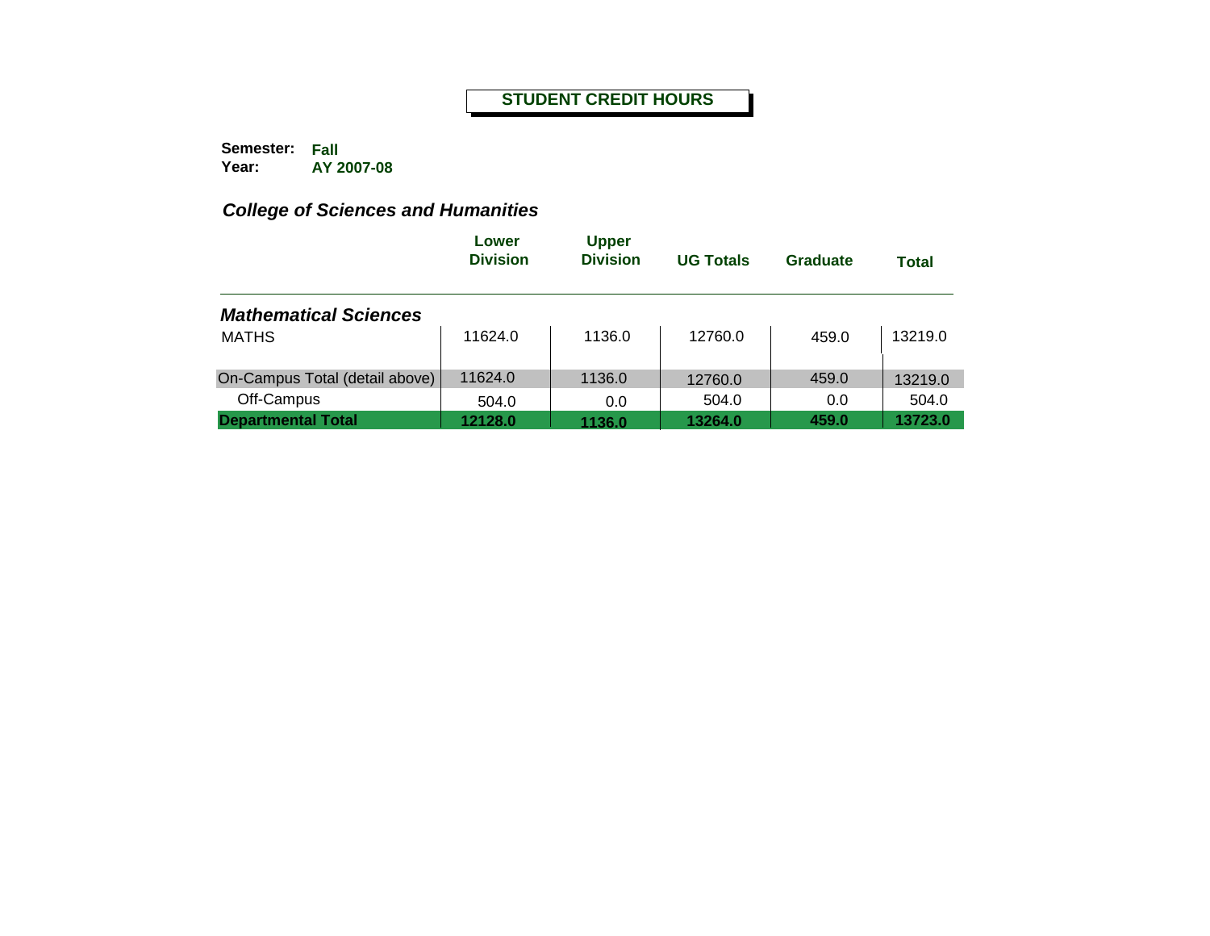# STUDENT CREDIT HOURS

**Semester:** Fall
**Year:** AY 2007-08

## *College of Sciences and Humanities*

| | Lower Division | Upper Division | UG Totals | Graduate | Total |
|---|---|---|---|---|---|
| ***Mathematical Sciences*** | | | | | |
| MATHS | 11624.0 | 1136.0 | 12760.0 | 459.0 | 13219.0 |
| On-Campus Total (detail above) | 11624.0 | 1136.0 | 12760.0 | 459.0 | 13219.0 |
| Off-Campus | 504.0 | 0.0 | 504.0 | 0.0 | 504.0 |
| **Departmental Total** | **12128.0** | **1136.0** | **13264.0** | **459.0** | **13723.0** |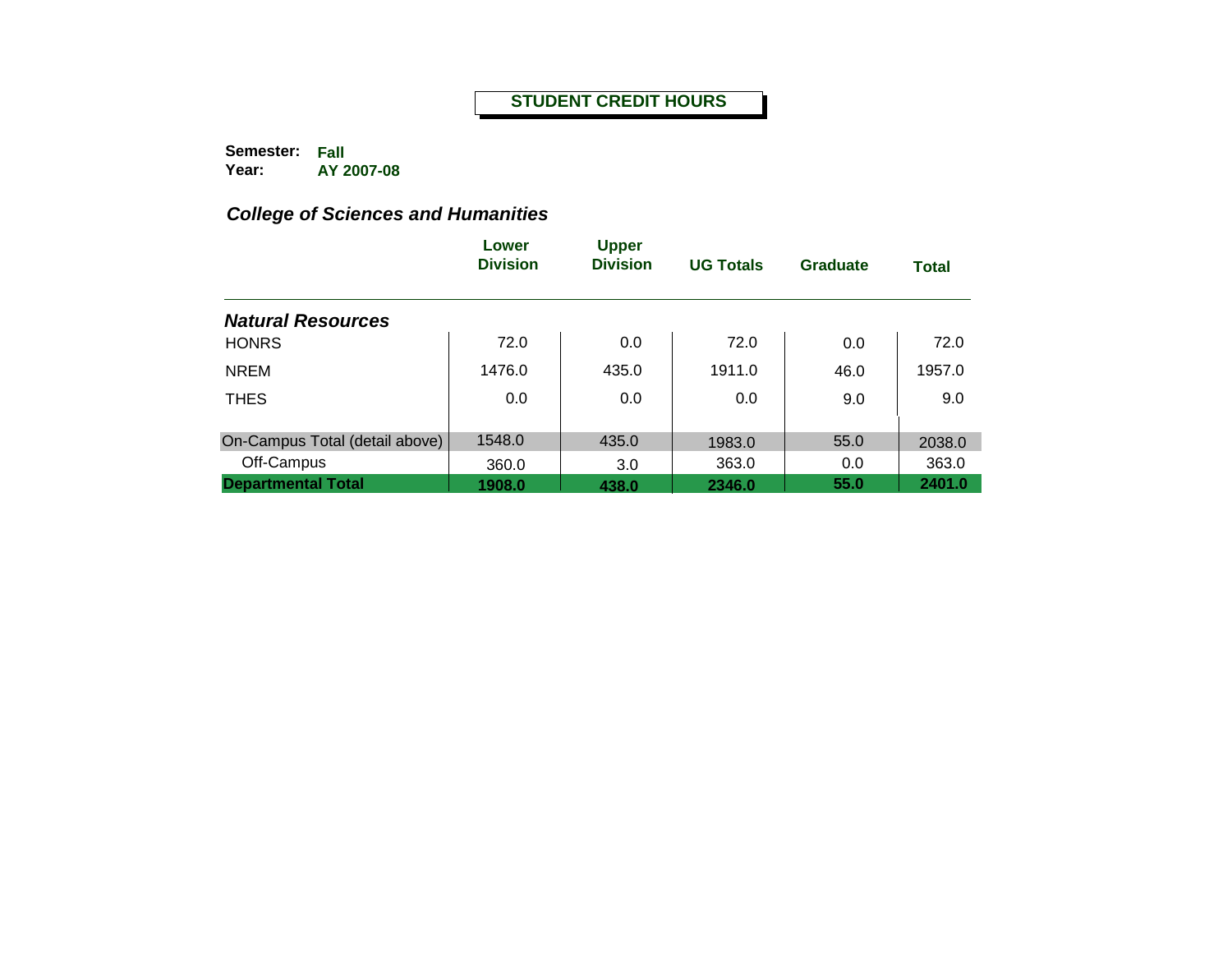# STUDENT CREDIT HOURS

**Semester:** Fall
**Year:** AY 2007-08

## *College of Sciences and Humanities*

| | Lower Division | Upper Division | UG Totals | Graduate | Total |
|---|---|---|---|---|---|
| ***Natural Resources*** | | | | | |
| HONRS | 72.0 | 0.0 | 72.0 | 0.0 | 72.0 |
| NREM | 1476.0 | 435.0 | 1911.0 | 46.0 | 1957.0 |
| THES | 0.0 | 0.0 | 0.0 | 9.0 | 9.0 |
| On-Campus Total (detail above) | 1548.0 | 435.0 | 1983.0 | 55.0 | 2038.0 |
| Off-Campus | 360.0 | 3.0 | 363.0 | 0.0 | 363.0 |
| **Departmental Total** | **1908.0** | **438.0** | **2346.0** | **55.0** | **2401.0** |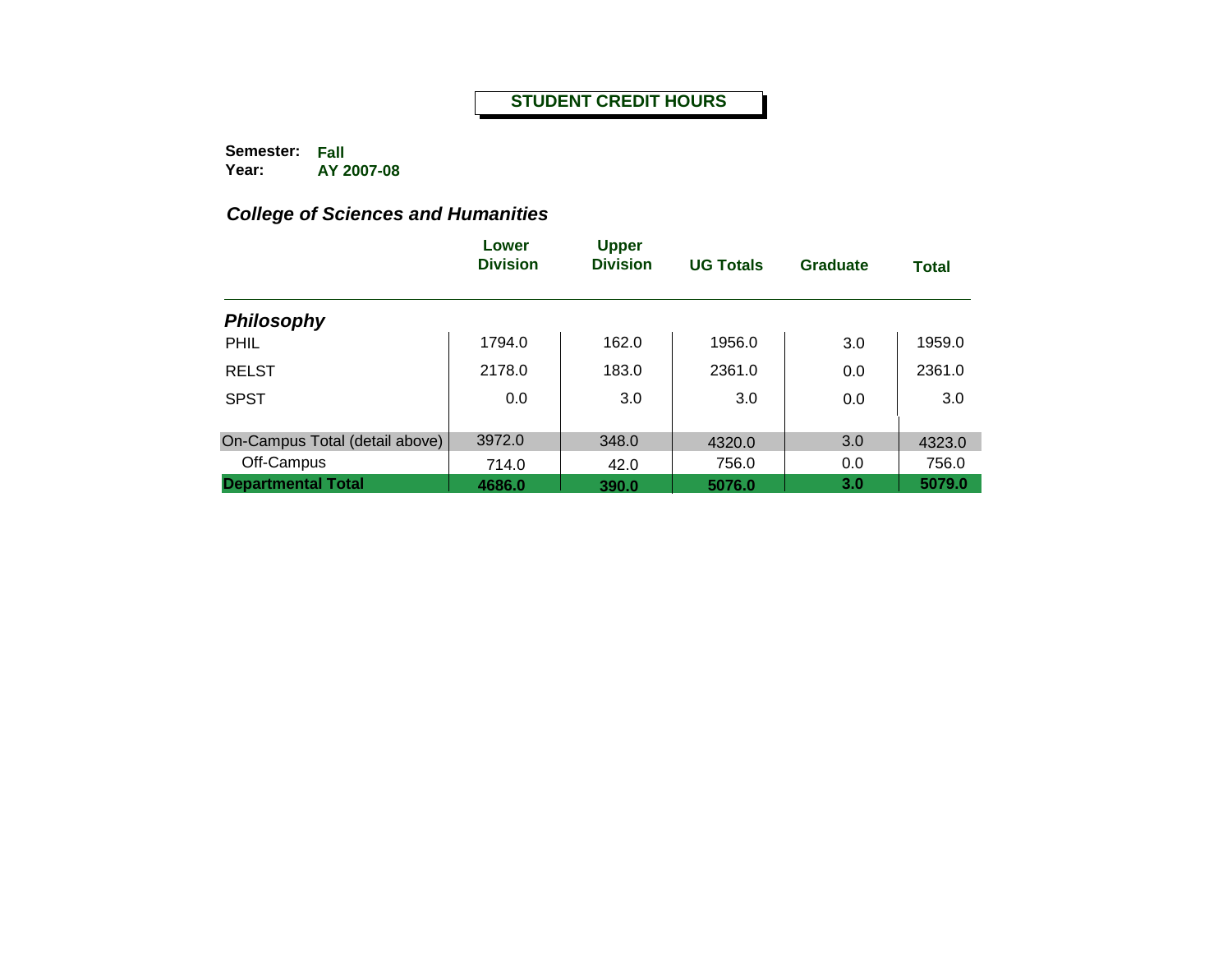**STUDENT CREDIT HOURS**

**Semester:** **Fall**
**Year:** **AY 2007-08**

### *College of Sciences and Humanities*

| | Lower Division | Upper Division | UG Totals | Graduate | Total |
|---|---|---|---|---|---|
| ***Philosophy*** | | | | | |
| PHIL | 1794.0 | 162.0 | 1956.0 | 3.0 | 1959.0 |
| RELST | 2178.0 | 183.0 | 2361.0 | 0.0 | 2361.0 |
| SPST | 0.0 | 3.0 | 3.0 | 0.0 | 3.0 |
| On-Campus Total (detail above) | 3972.0 | 348.0 | 4320.0 | 3.0 | 4323.0 |
| Off-Campus | 714.0 | 42.0 | 756.0 | 0.0 | 756.0 |
| **Departmental Total** | **4686.0** | **390.0** | **5076.0** | **3.0** | **5079.0** |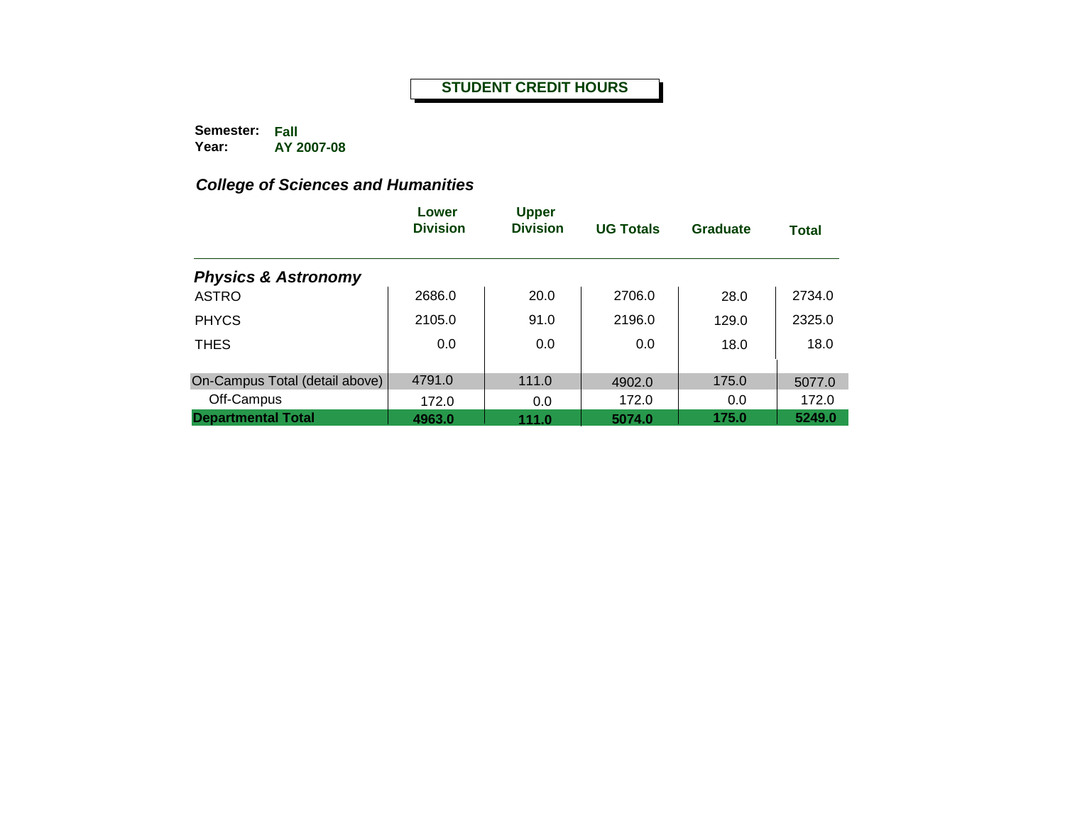**STUDENT CREDIT HOURS**

**Semester:** **Fall**
**Year:** **AY 2007-08**

### *College of Sciences and Humanities*

| | Lower Division | Upper Division | UG Totals | Graduate | Total |
|---|---|---|---|---|---|
| ***Physics & Astronomy*** | | | | | |
| ASTRO | 2686.0 | 20.0 | 2706.0 | 28.0 | 2734.0 |
| PHYCS | 2105.0 | 91.0 | 2196.0 | 129.0 | 2325.0 |
| THES | 0.0 | 0.0 | 0.0 | 18.0 | 18.0 |
| On-Campus Total (detail above) | 4791.0 | 111.0 | 4902.0 | 175.0 | 5077.0 |
| Off-Campus | 172.0 | 0.0 | 172.0 | 0.0 | 172.0 |
| **Departmental Total** | **4963.0** | **111.0** | **5074.0** | **175.0** | **5249.0** |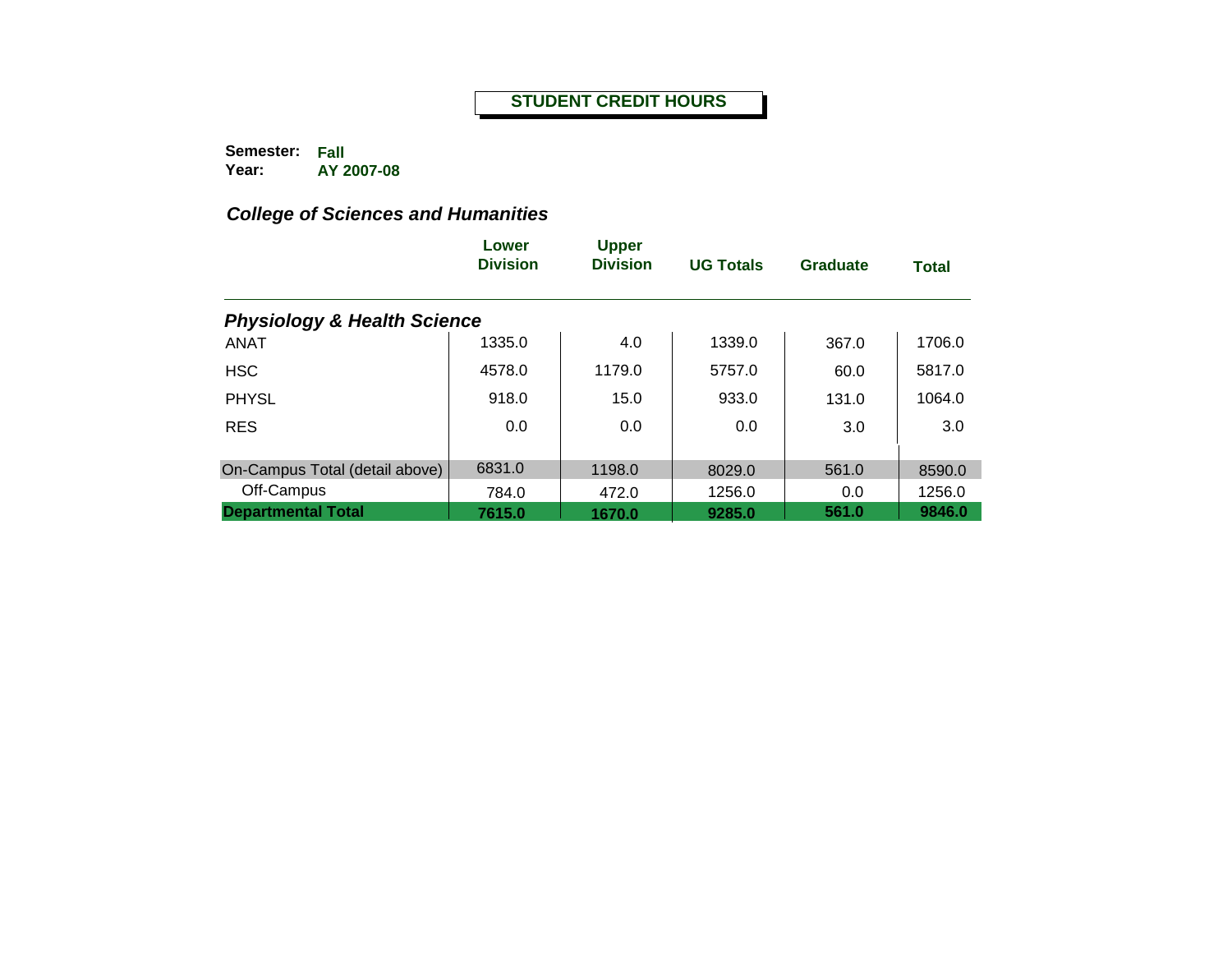**STUDENT CREDIT HOURS**

**Semester:** **Fall**
**Year:** **AY 2007-08**

### *College of Sciences and Humanities*

| | Lower Division | Upper Division | UG Totals | Graduate | Total |
|---|---|---|---|---|---|
| ***Physiology & Health Science*** | | | | | |
| ANAT | 1335.0 | 4.0 | 1339.0 | 367.0 | 1706.0 |
| HSC | 4578.0 | 1179.0 | 5757.0 | 60.0 | 5817.0 |
| PHYSL | 918.0 | 15.0 | 933.0 | 131.0 | 1064.0 |
| RES | 0.0 | 0.0 | 0.0 | 3.0 | 3.0 |
| On-Campus Total (detail above) | 6831.0 | 1198.0 | 8029.0 | 561.0 | 8590.0 |
| Off-Campus | 784.0 | 472.0 | 1256.0 | 0.0 | 1256.0 |
| **Departmental Total** | **7615.0** | **1670.0** | **9285.0** | **561.0** | **9846.0** |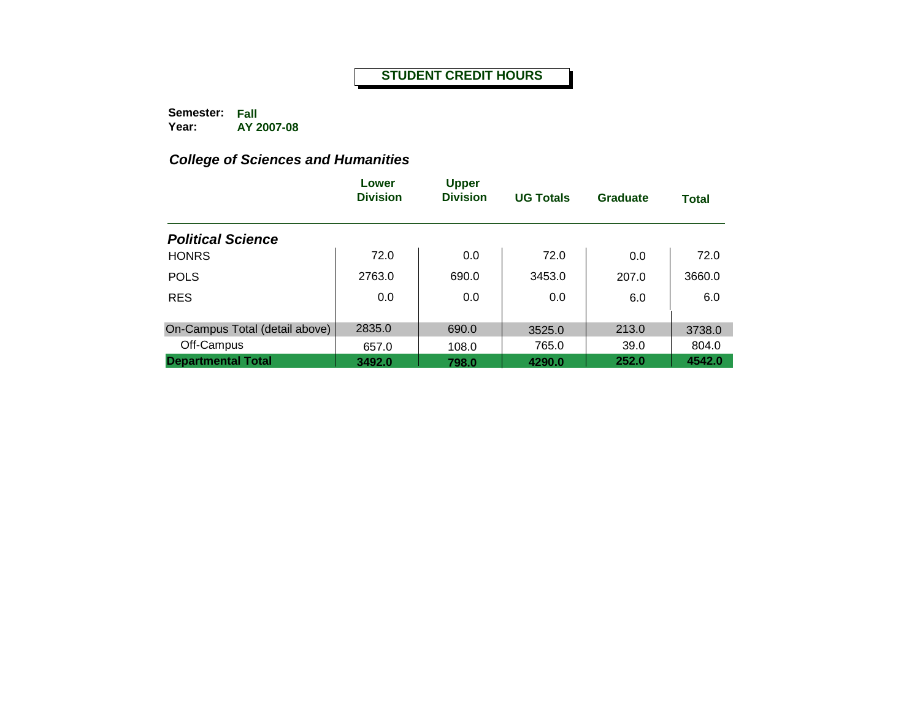## STUDENT CREDIT HOURS

**Semester:** Fall
**Year:** AY 2007-08

### *College of Sciences and Humanities*

| | Lower Division | Upper Division | UG Totals | Graduate | Total |
|---|---|---|---|---|---|
| ***Political Science*** | | | | | |
| HONRS | 72.0 | 0.0 | 72.0 | 0.0 | 72.0 |
| POLS | 2763.0 | 690.0 | 3453.0 | 207.0 | 3660.0 |
| RES | 0.0 | 0.0 | 0.0 | 6.0 | 6.0 |
| On-Campus Total (detail above) | 2835.0 | 690.0 | 3525.0 | 213.0 | 3738.0 |
| Off-Campus | 657.0 | 108.0 | 765.0 | 39.0 | 804.0 |
| **Departmental Total** | **3492.0** | **798.0** | **4290.0** | **252.0** | **4542.0** |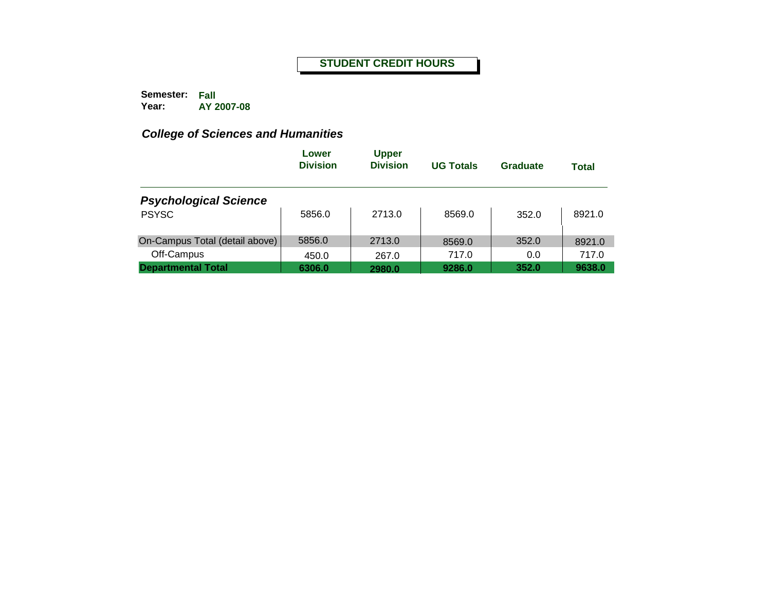# STUDENT CREDIT HOURS

**Semester:** Fall
**Year:** AY 2007-08

## *College of Sciences and Humanities*

| | Lower Division | Upper Division | UG Totals | Graduate | Total |
|---|---|---|---|---|---|
| ***Psychological Science*** | | | | | |
| PSYSC | 5856.0 | 2713.0 | 8569.0 | 352.0 | 8921.0 |
| On-Campus Total (detail above) | 5856.0 | 2713.0 | 8569.0 | 352.0 | 8921.0 |
| Off-Campus | 450.0 | 267.0 | 717.0 | 0.0 | 717.0 |
| **Departmental Total** | **6306.0** | **2980.0** | **9286.0** | **352.0** | **9638.0** |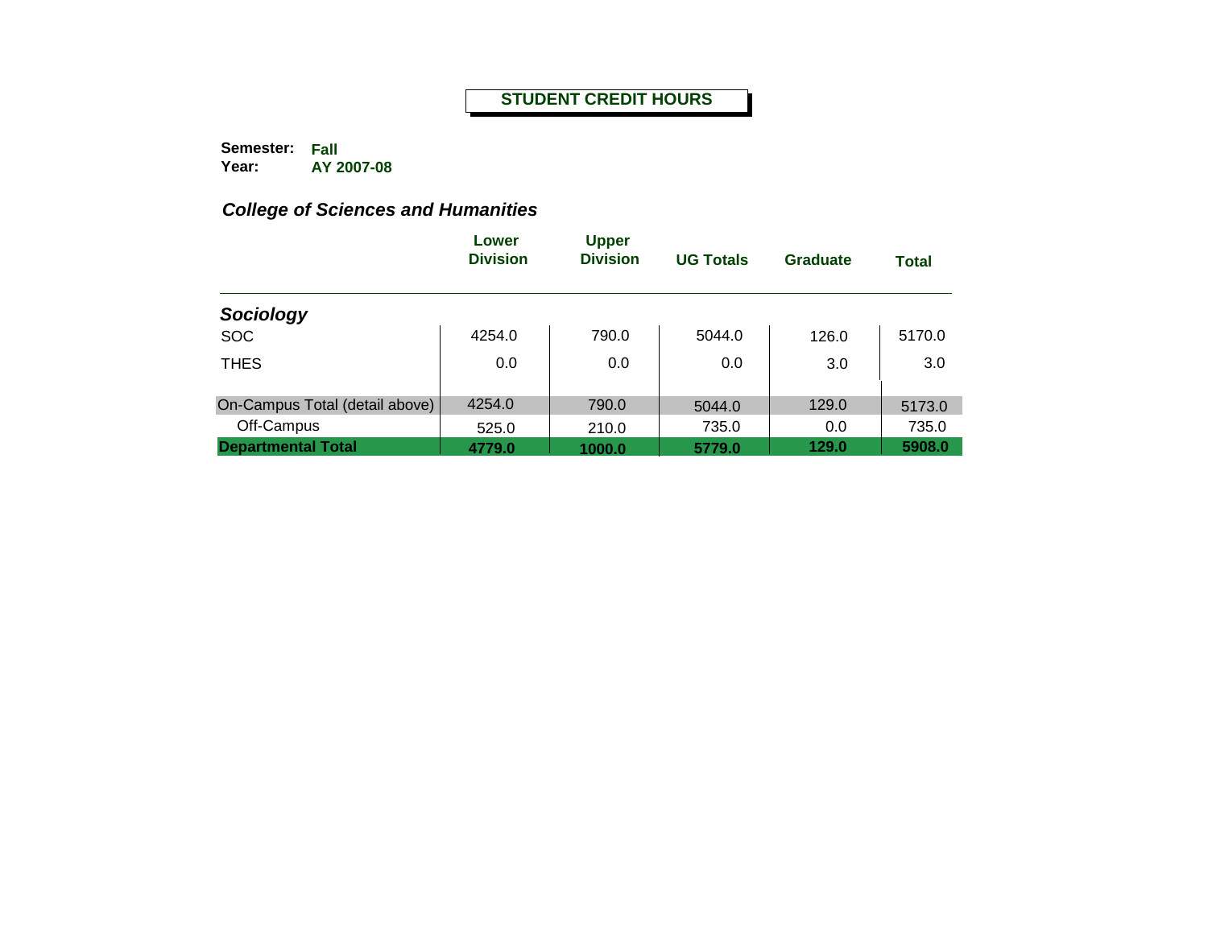# STUDENT CREDIT HOURS

**Semester:** Fall
**Year:** AY 2007-08

## *College of Sciences and Humanities*

| | Lower Division | Upper Division | UG Totals | Graduate | Total |
|---|---|---|---|---|---|
| ***Sociology*** | | | | | |
| SOC | 4254.0 | 790.0 | 5044.0 | 126.0 | 5170.0 |
| THES | 0.0 | 0.0 | 0.0 | 3.0 | 3.0 |
| On-Campus Total (detail above) | 4254.0 | 790.0 | 5044.0 | 129.0 | 5173.0 |
| Off-Campus | 525.0 | 210.0 | 735.0 | 0.0 | 735.0 |
| **Departmental Total** | **4779.0** | **1000.0** | **5779.0** | **129.0** | **5908.0** |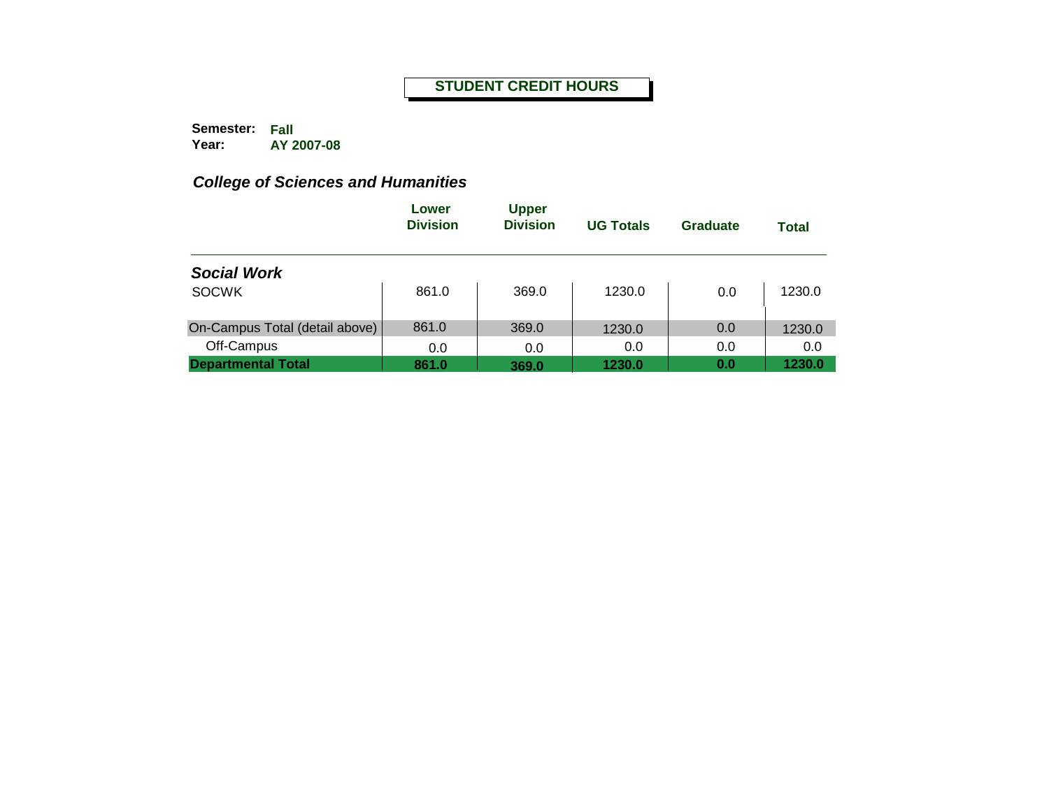# STUDENT CREDIT HOURS

**Semester:** Fall
**Year:** AY 2007-08

## *College of Sciences and Humanities*

| | Lower Division | Upper Division | UG Totals | Graduate | Total |
|---|---|---|---|---|---|
| ***Social Work*** | | | | | |
| SOCWK | 861.0 | 369.0 | 1230.0 | 0.0 | 1230.0 |
| On-Campus Total (detail above) | 861.0 | 369.0 | 1230.0 | 0.0 | 1230.0 |
| Off-Campus | 0.0 | 0.0 | 0.0 | 0.0 | 0.0 |
| **Departmental Total** | **861.0** | **369.0** | **1230.0** | **0.0** | **1230.0** |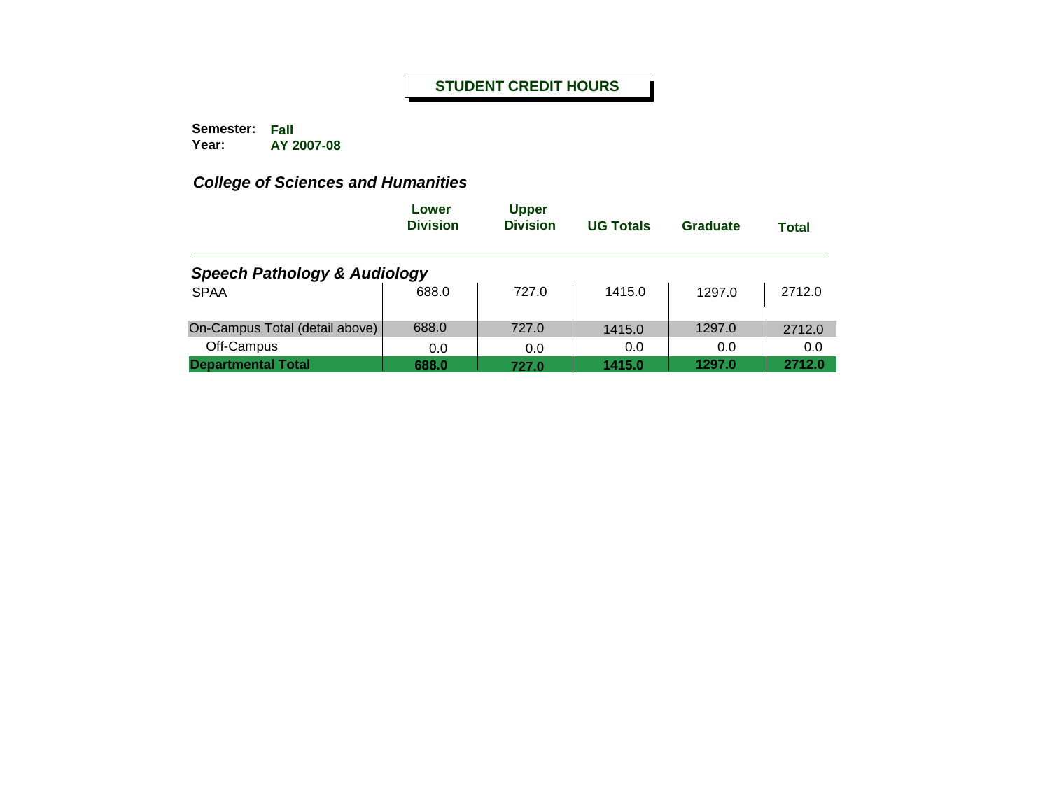**STUDENT CREDIT HOURS**

**Semester:** **Fall**
**Year:** **AY 2007-08**

### *College of Sciences and Humanities*

| | Lower Division | Upper Division | UG Totals | Graduate | Total |
|---|---|---|---|---|---|
| ***Speech Pathology & Audiology*** | | | | | |
| SPAA | 688.0 | 727.0 | 1415.0 | 1297.0 | 2712.0 |
| On-Campus Total (detail above) | 688.0 | 727.0 | 1415.0 | 1297.0 | 2712.0 |
| Off-Campus | 0.0 | 0.0 | 0.0 | 0.0 | 0.0 |
| **Departmental Total** | **688.0** | **727.0** | **1415.0** | **1297.0** | **2712.0** |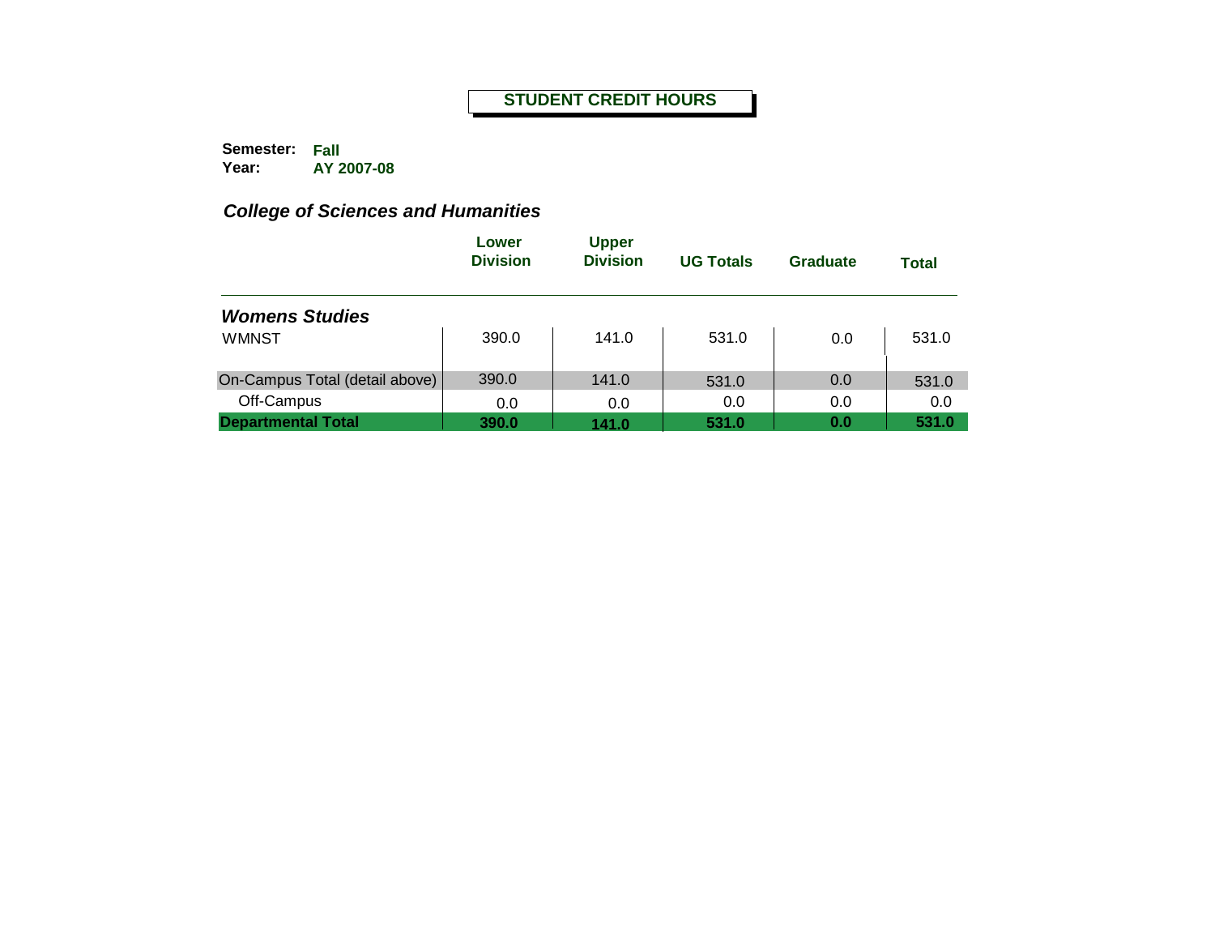# STUDENT CREDIT HOURS

**Semester:** Fall
**Year:** AY 2007-08

## *College of Sciences and Humanities*

| | Lower Division | Upper Division | UG Totals | Graduate | Total |
|---|---|---|---|---|---|
| ***Womens Studies*** | | | | | |
| WMNST | 390.0 | 141.0 | 531.0 | 0.0 | 531.0 |
| On-Campus Total (detail above) | 390.0 | 141.0 | 531.0 | 0.0 | 531.0 |
| Off-Campus | 0.0 | 0.0 | 0.0 | 0.0 | 0.0 |
| **Departmental Total** | **390.0** | **141.0** | **531.0** | **0.0** | **531.0** |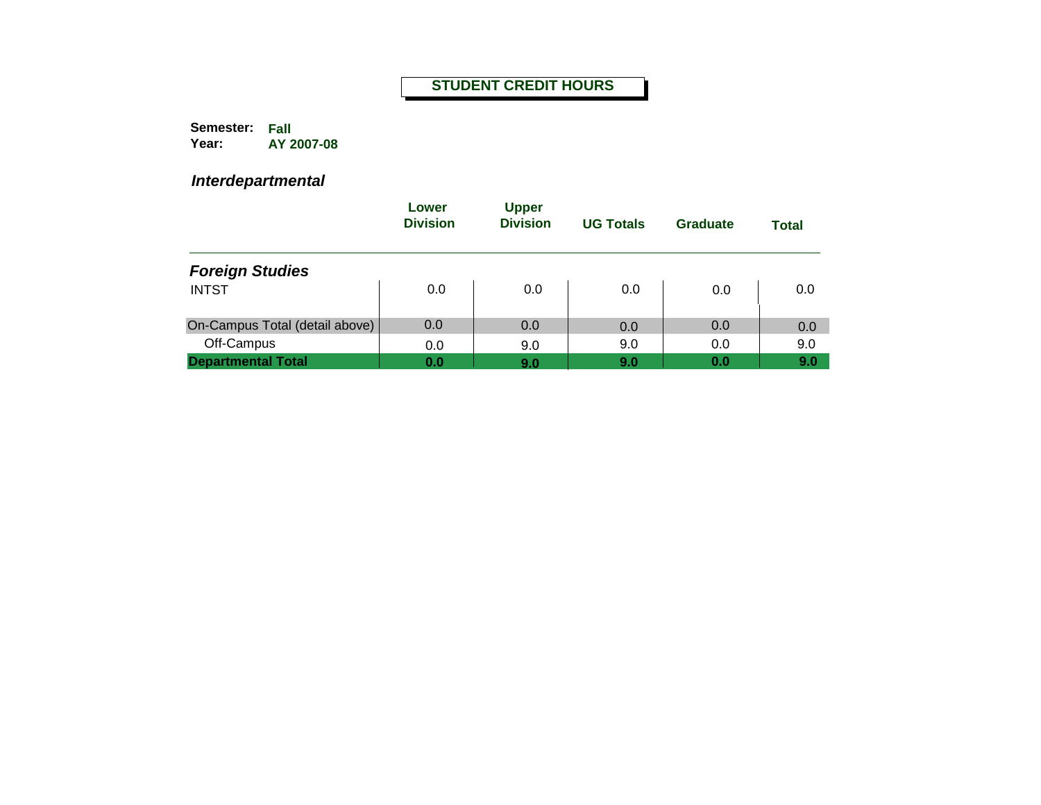# STUDENT CREDIT HOURS

**Semester:** Fall
**Year:** AY 2007-08

***Interdepartmental***

| | Lower Division | Upper Division | UG Totals | Graduate | Total |
|---|---|---|---|---|---|
| ***Foreign Studies*** | | | | | |
| INTST | 0.0 | 0.0 | 0.0 | 0.0 | 0.0 |
| On-Campus Total (detail above) | 0.0 | 0.0 | 0.0 | 0.0 | 0.0 |
| Off-Campus | 0.0 | 9.0 | 9.0 | 0.0 | 9.0 |
| **Departmental Total** | **0.0** | **9.0** | **9.0** | **0.0** | **9.0** |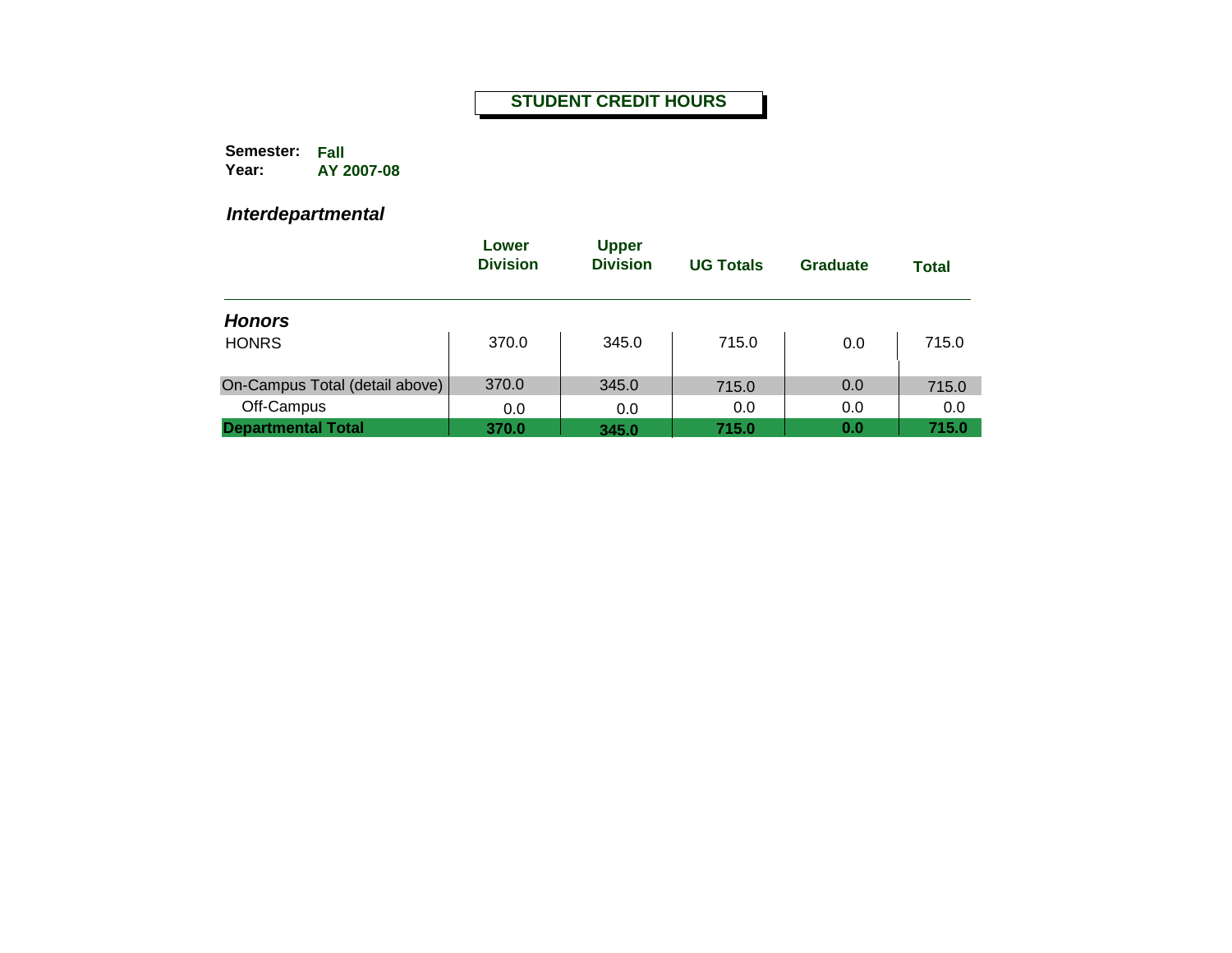## STUDENT CREDIT HOURS

**Semester:** **Fall**
**Year:** **AY 2007-08**

### *Interdepartmental*

| | Lower Division | Upper Division | UG Totals | Graduate | Total |
|---|---|---|---|---|---|
| ***Honors*** | | | | | |
| HONRS | 370.0 | 345.0 | 715.0 | 0.0 | 715.0 |
| On-Campus Total (detail above) | 370.0 | 345.0 | 715.0 | 0.0 | 715.0 |
| Off-Campus | 0.0 | 0.0 | 0.0 | 0.0 | 0.0 |
| **Departmental Total** | **370.0** | **345.0** | **715.0** | **0.0** | **715.0** |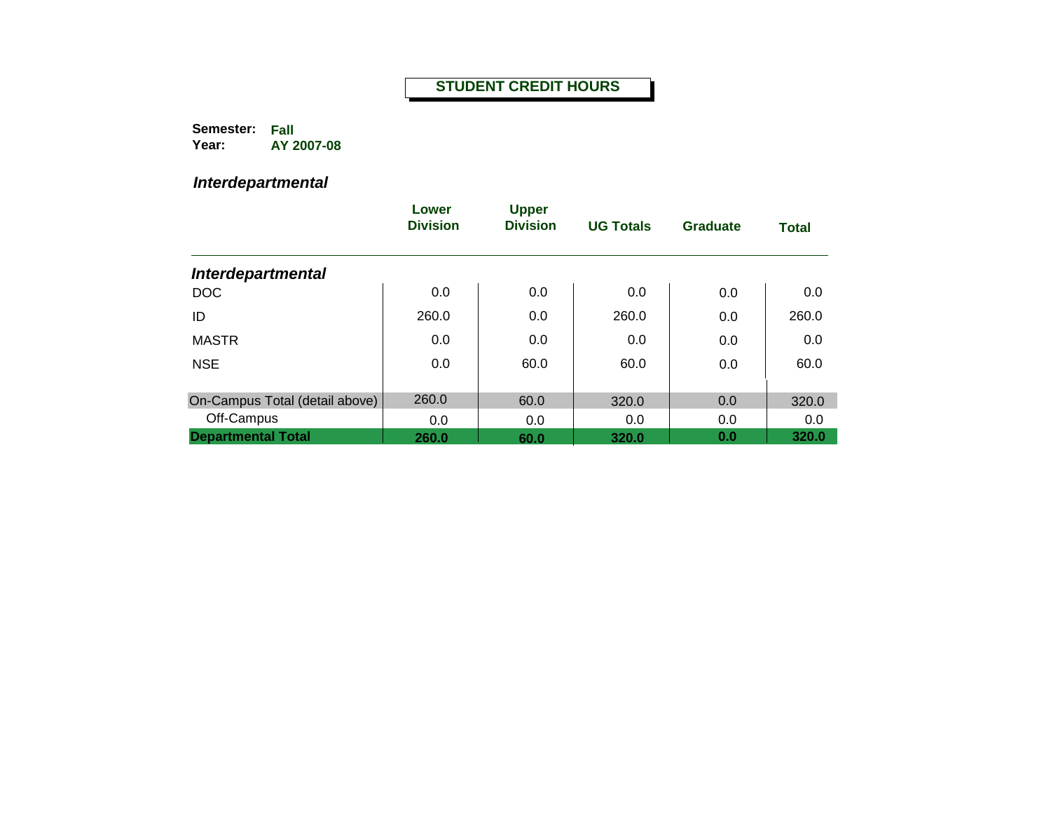# STUDENT CREDIT HOURS

**Semester:** Fall
**Year:** AY 2007-08

## *Interdepartmental*

| | Lower Division | Upper Division | UG Totals | Graduate | Total |
|---|---|---|---|---|---|
| ***Interdepartmental*** | | | | | |
| DOC | 0.0 | 0.0 | 0.0 | 0.0 | 0.0 |
| ID | 260.0 | 0.0 | 260.0 | 0.0 | 260.0 |
| MASTR | 0.0 | 0.0 | 0.0 | 0.0 | 0.0 |
| NSE | 0.0 | 60.0 | 60.0 | 0.0 | 60.0 |
| On-Campus Total (detail above) | 260.0 | 60.0 | 320.0 | 0.0 | 320.0 |
| Off-Campus | 0.0 | 0.0 | 0.0 | 0.0 | 0.0 |
| **Departmental Total** | **260.0** | **60.0** | **320.0** | **0.0** | **320.0** |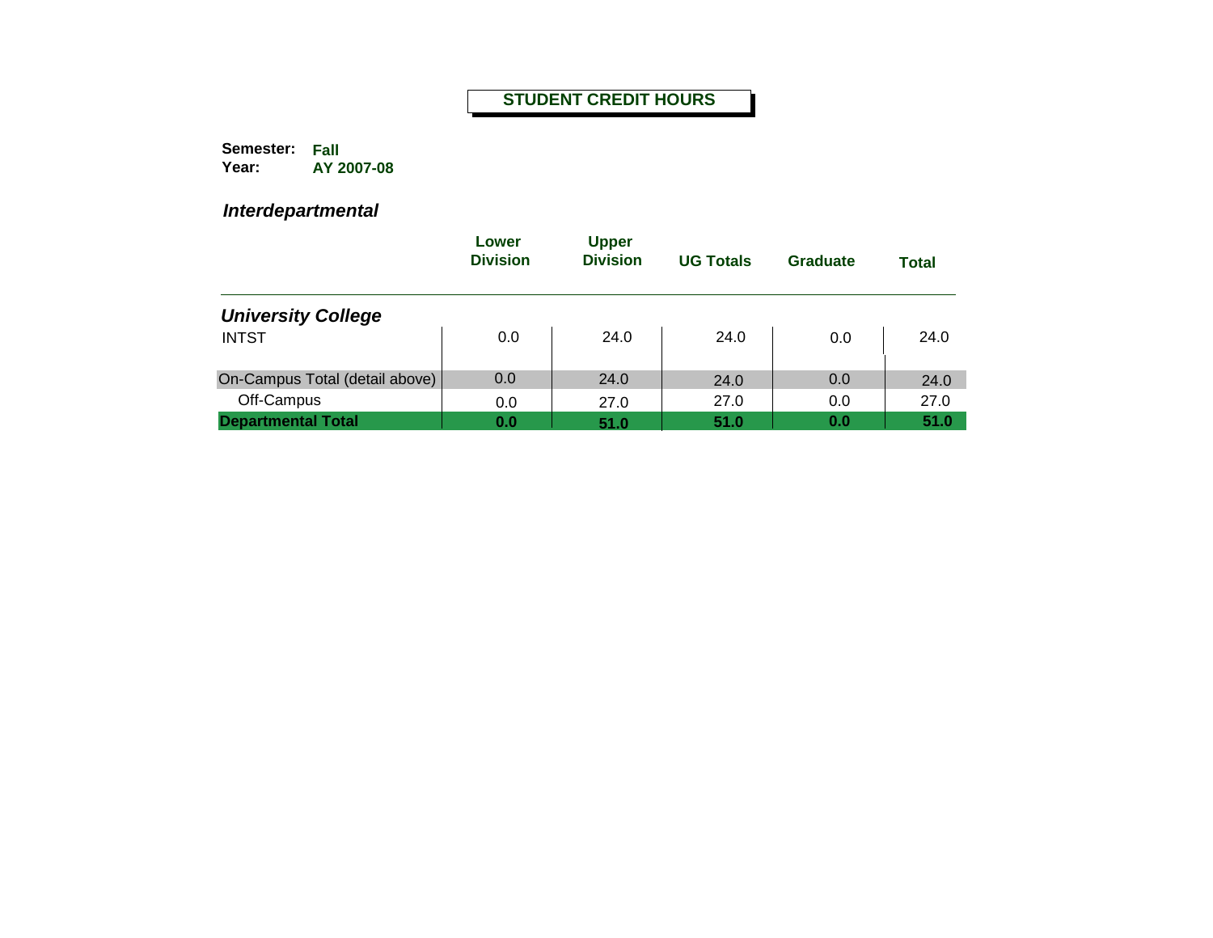**STUDENT CREDIT HOURS**

**Semester:** Fall
**Year:** AY 2007-08

## *Interdepartmental*

| | Lower Division | Upper Division | UG Totals | Graduate | Total |
|---|---|---|---|---|---|
| ***University College*** | | | | | |
| INTST | 0.0 | 24.0 | 24.0 | 0.0 | 24.0 |
| On-Campus Total (detail above) | 0.0 | 24.0 | 24.0 | 0.0 | 24.0 |
| Off-Campus | 0.0 | 27.0 | 27.0 | 0.0 | 27.0 |
| **Departmental Total** | **0.0** | **51.0** | **51.0** | **0.0** | **51.0** |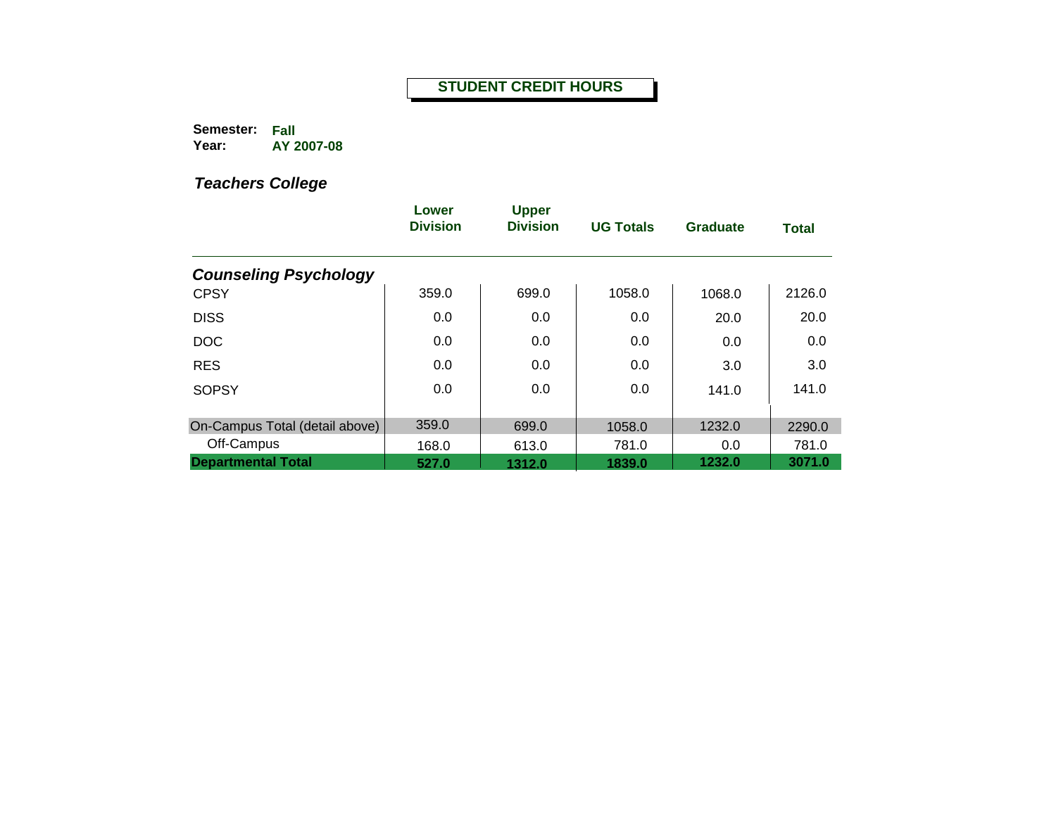# STUDENT CREDIT HOURS

**Semester:** Fall
**Year:** AY 2007-08

## *Teachers College*

| | Lower Division | Upper Division | UG Totals | Graduate | Total |
|---|---|---|---|---|---|
| ***Counseling Psychology*** | | | | | |
| CPSY | 359.0 | 699.0 | 1058.0 | 1068.0 | 2126.0 |
| DISS | 0.0 | 0.0 | 0.0 | 20.0 | 20.0 |
| DOC | 0.0 | 0.0 | 0.0 | 0.0 | 0.0 |
| RES | 0.0 | 0.0 | 0.0 | 3.0 | 3.0 |
| SOPSY | 0.0 | 0.0 | 0.0 | 141.0 | 141.0 |
| On-Campus Total (detail above) | 359.0 | 699.0 | 1058.0 | 1232.0 | 2290.0 |
| Off-Campus | 168.0 | 613.0 | 781.0 | 0.0 | 781.0 |
| **Departmental Total** | **527.0** | **1312.0** | **1839.0** | **1232.0** | **3071.0** |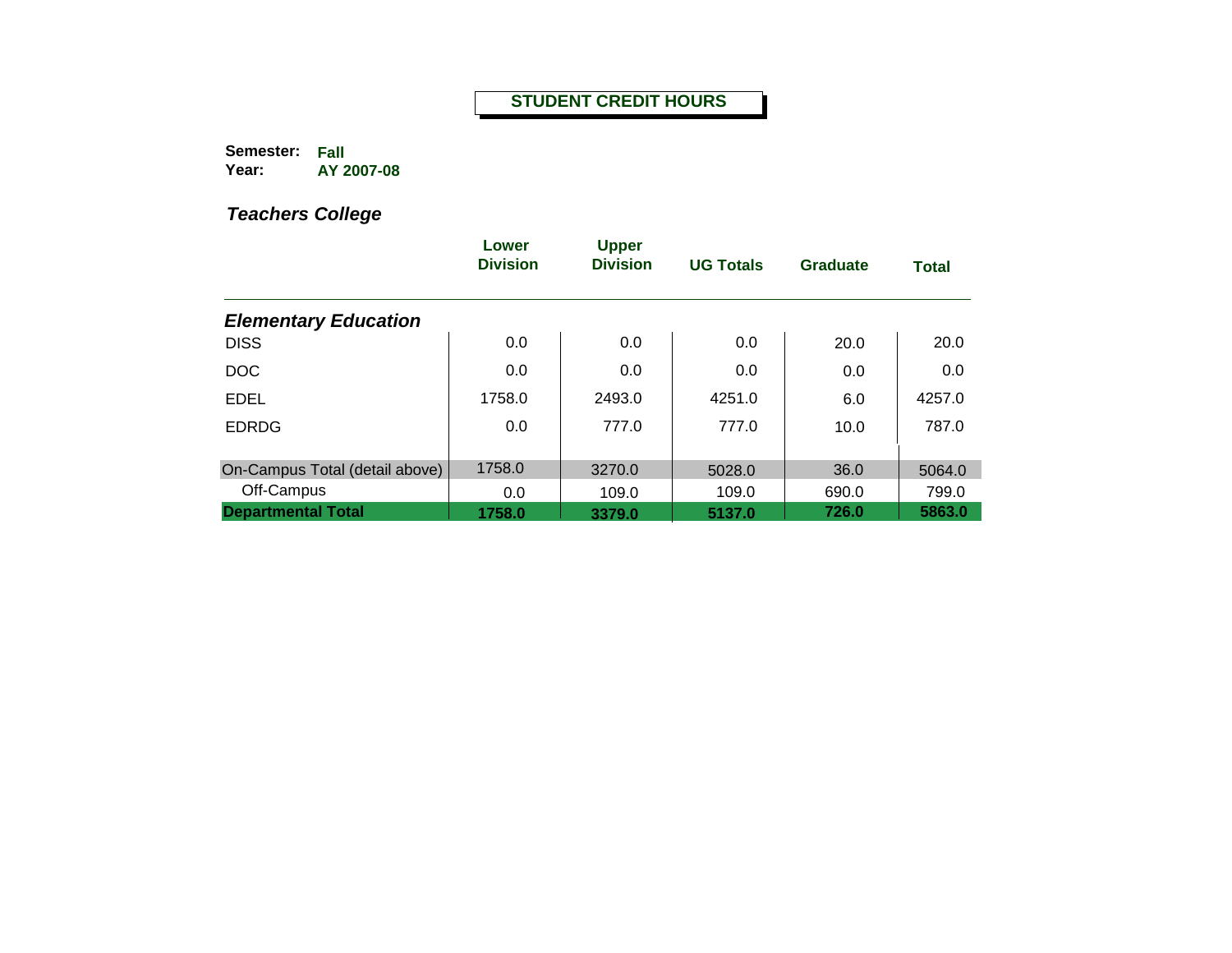# STUDENT CREDIT HOURS

**Semester:** Fall
**Year:** AY 2007-08

## *Teachers College*

| | Lower Division | Upper Division | UG Totals | Graduate | Total |
|---|---|---|---|---|---|
| ***Elementary Education*** | | | | | |
| DISS | 0.0 | 0.0 | 0.0 | 20.0 | 20.0 |
| DOC | 0.0 | 0.0 | 0.0 | 0.0 | 0.0 |
| EDEL | 1758.0 | 2493.0 | 4251.0 | 6.0 | 4257.0 |
| EDRDG | 0.0 | 777.0 | 777.0 | 10.0 | 787.0 |
| On-Campus Total (detail above) | 1758.0 | 3270.0 | 5028.0 | 36.0 | 5064.0 |
| Off-Campus | 0.0 | 109.0 | 109.0 | 690.0 | 799.0 |
| **Departmental Total** | **1758.0** | **3379.0** | **5137.0** | **726.0** | **5863.0** |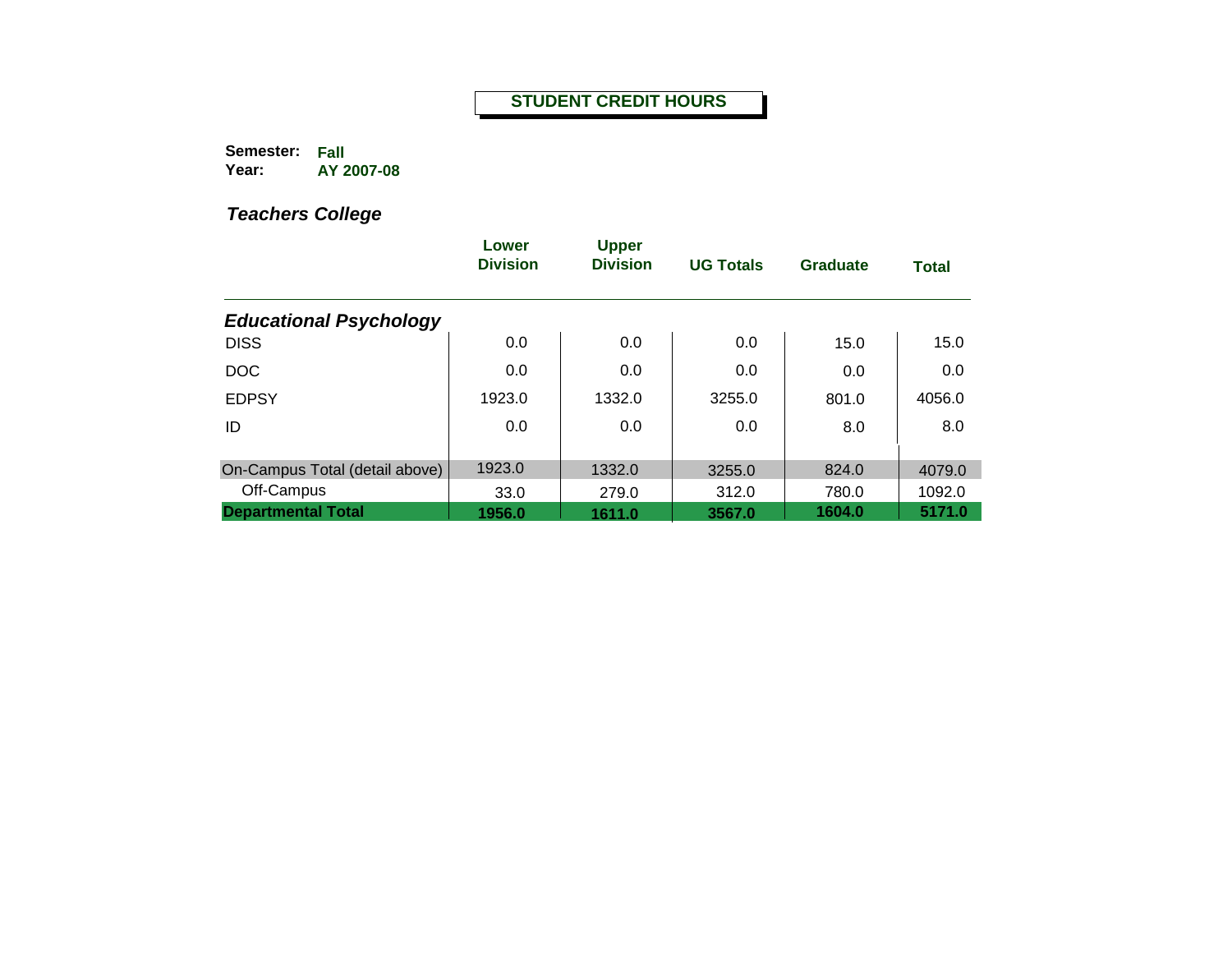# STUDENT CREDIT HOURS

**Semester:** Fall
**Year:** AY 2007-08

## *Teachers College*

| | Lower Division | Upper Division | UG Totals | Graduate | Total |
|---|---|---|---|---|---|
| ***Educational Psychology*** | | | | | |
| DISS | 0.0 | 0.0 | 0.0 | 15.0 | 15.0 |
| DOC | 0.0 | 0.0 | 0.0 | 0.0 | 0.0 |
| EDPSY | 1923.0 | 1332.0 | 3255.0 | 801.0 | 4056.0 |
| ID | 0.0 | 0.0 | 0.0 | 8.0 | 8.0 |
| On-Campus Total (detail above) | 1923.0 | 1332.0 | 3255.0 | 824.0 | 4079.0 |
| Off-Campus | 33.0 | 279.0 | 312.0 | 780.0 | 1092.0 |
| **Departmental Total** | **1956.0** | **1611.0** | **3567.0** | **1604.0** | **5171.0** |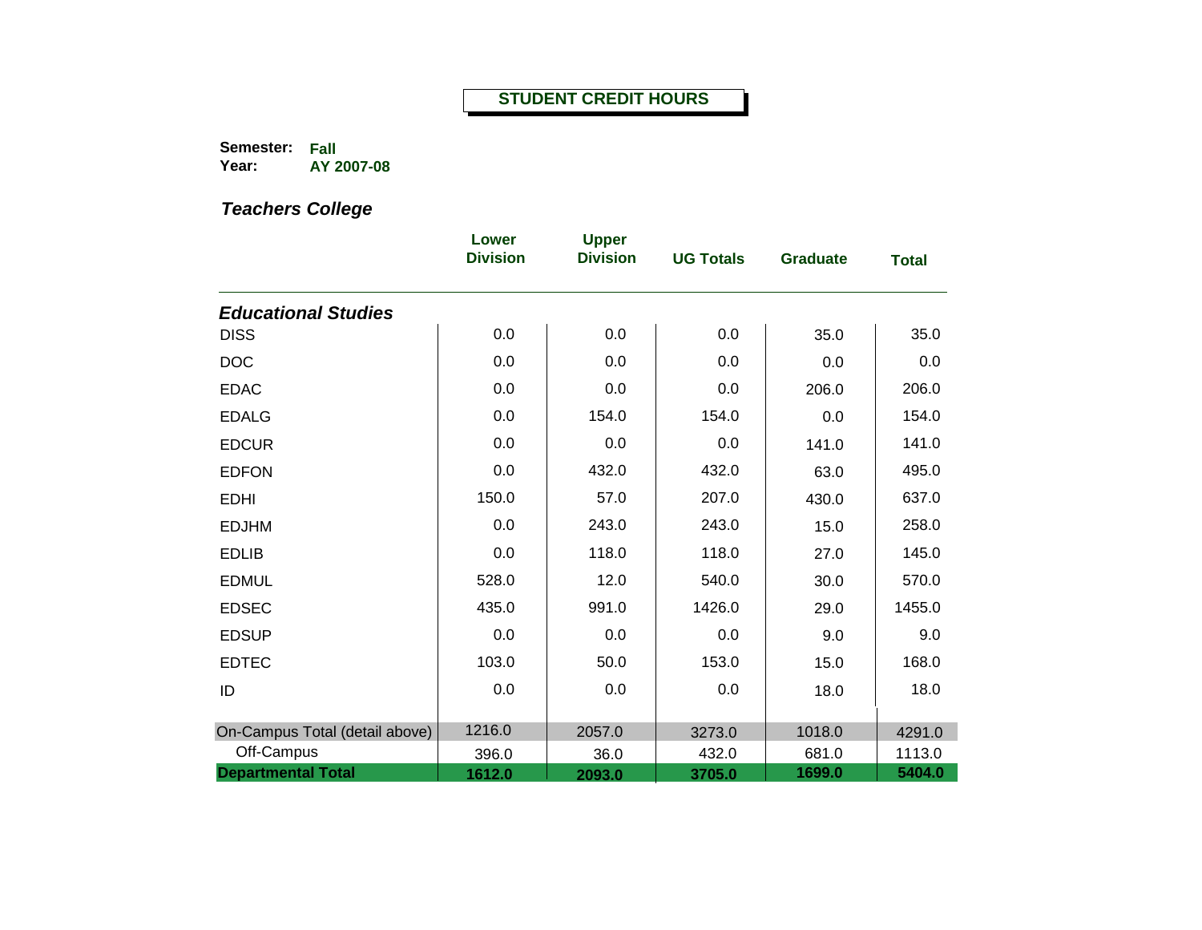**STUDENT CREDIT HOURS**

**Semester:** **Fall**
**Year:** **AY 2007-08**

### *Teachers College*

| | Lower Division | Upper Division | UG Totals | Graduate | Total |
|---|---|---|---|---|---|
| ***Educational Studies*** | | | | | |
| DISS | 0.0 | 0.0 | 0.0 | 35.0 | 35.0 |
| DOC | 0.0 | 0.0 | 0.0 | 0.0 | 0.0 |
| EDAC | 0.0 | 0.0 | 0.0 | 206.0 | 206.0 |
| EDALG | 0.0 | 154.0 | 154.0 | 0.0 | 154.0 |
| EDCUR | 0.0 | 0.0 | 0.0 | 141.0 | 141.0 |
| EDFON | 0.0 | 432.0 | 432.0 | 63.0 | 495.0 |
| EDHI | 150.0 | 57.0 | 207.0 | 430.0 | 637.0 |
| EDJHM | 0.0 | 243.0 | 243.0 | 15.0 | 258.0 |
| EDLIB | 0.0 | 118.0 | 118.0 | 27.0 | 145.0 |
| EDMUL | 528.0 | 12.0 | 540.0 | 30.0 | 570.0 |
| EDSEC | 435.0 | 991.0 | 1426.0 | 29.0 | 1455.0 |
| EDSUP | 0.0 | 0.0 | 0.0 | 9.0 | 9.0 |
| EDTEC | 103.0 | 50.0 | 153.0 | 15.0 | 168.0 |
| ID | 0.0 | 0.0 | 0.0 | 18.0 | 18.0 |
| On-Campus Total (detail above) | 1216.0 | 2057.0 | 3273.0 | 1018.0 | 4291.0 |
| Off-Campus | 396.0 | 36.0 | 432.0 | 681.0 | 1113.0 |
| **Departmental Total** | **1612.0** | **2093.0** | **3705.0** | **1699.0** | **5404.0** |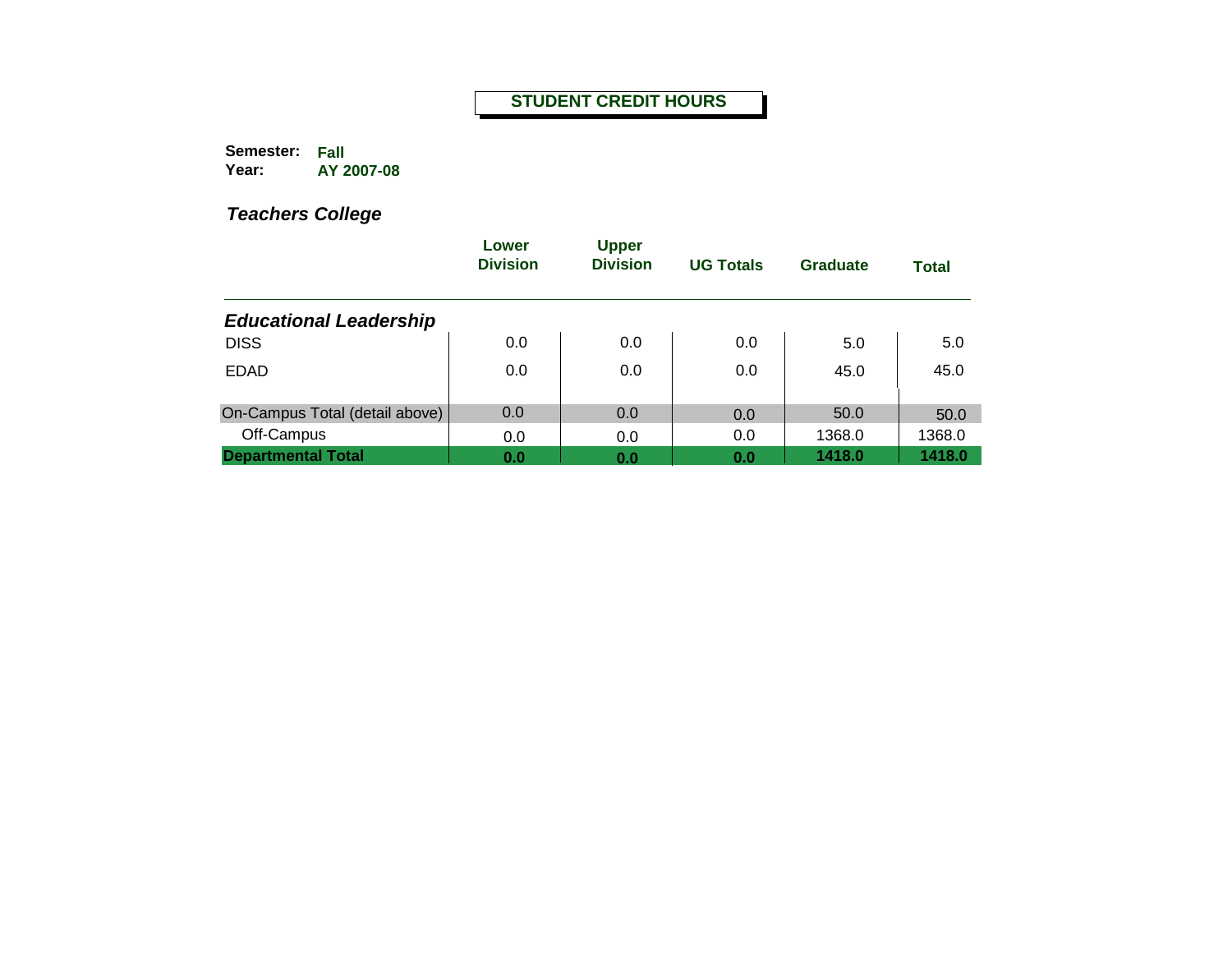# STUDENT CREDIT HOURS

**Semester:** **Fall**
**Year:** **AY 2007-08**

## *Teachers College*

| | Lower Division | Upper Division | UG Totals | Graduate | Total |
|---|---|---|---|---|---|
| ***Educational Leadership*** | | | | | |
| DISS | 0.0 | 0.0 | 0.0 | 5.0 | 5.0 |
| EDAD | 0.0 | 0.0 | 0.0 | 45.0 | 45.0 |
| On-Campus Total (detail above) | 0.0 | 0.0 | 0.0 | 50.0 | 50.0 |
| Off-Campus | 0.0 | 0.0 | 0.0 | 1368.0 | 1368.0 |
| **Departmental Total** | **0.0** | **0.0** | **0.0** | **1418.0** | **1418.0** |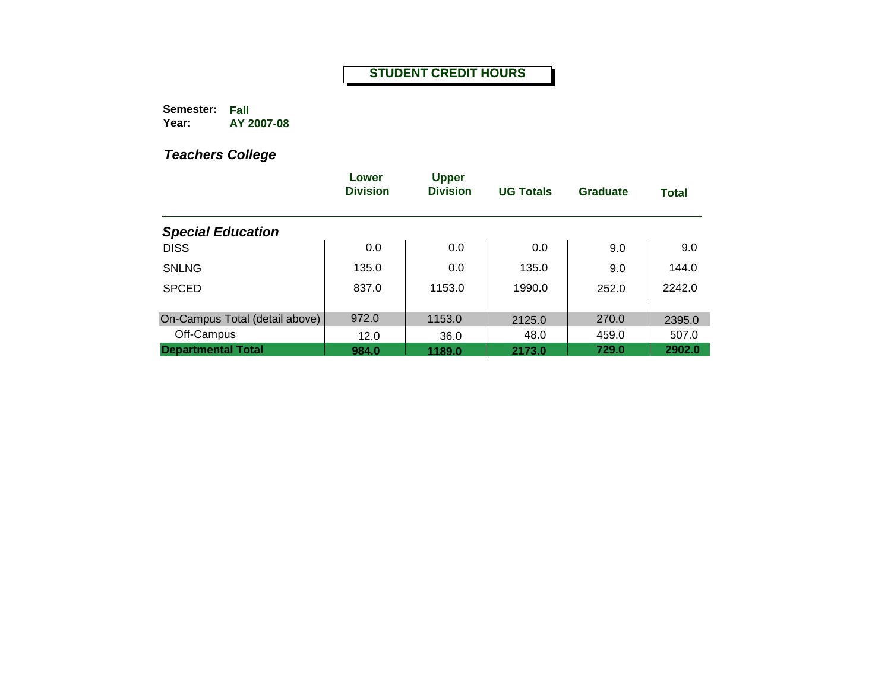**STUDENT CREDIT HOURS**

**Semester:** **Fall**
**Year:** **AY 2007-08**

***Teachers College***

| | Lower Division | Upper Division | UG Totals | Graduate | Total |
|---|---|---|---|---|---|
| ***Special Education*** | | | | | |
| DISS | 0.0 | 0.0 | 0.0 | 9.0 | 9.0 |
| SNLNG | 135.0 | 0.0 | 135.0 | 9.0 | 144.0 |
| SPCED | 837.0 | 1153.0 | 1990.0 | 252.0 | 2242.0 |
| On-Campus Total (detail above) | 972.0 | 1153.0 | 2125.0 | 270.0 | 2395.0 |
| Off-Campus | 12.0 | 36.0 | 48.0 | 459.0 | 507.0 |
| **Departmental Total** | **984.0** | **1189.0** | **2173.0** | **729.0** | **2902.0** |